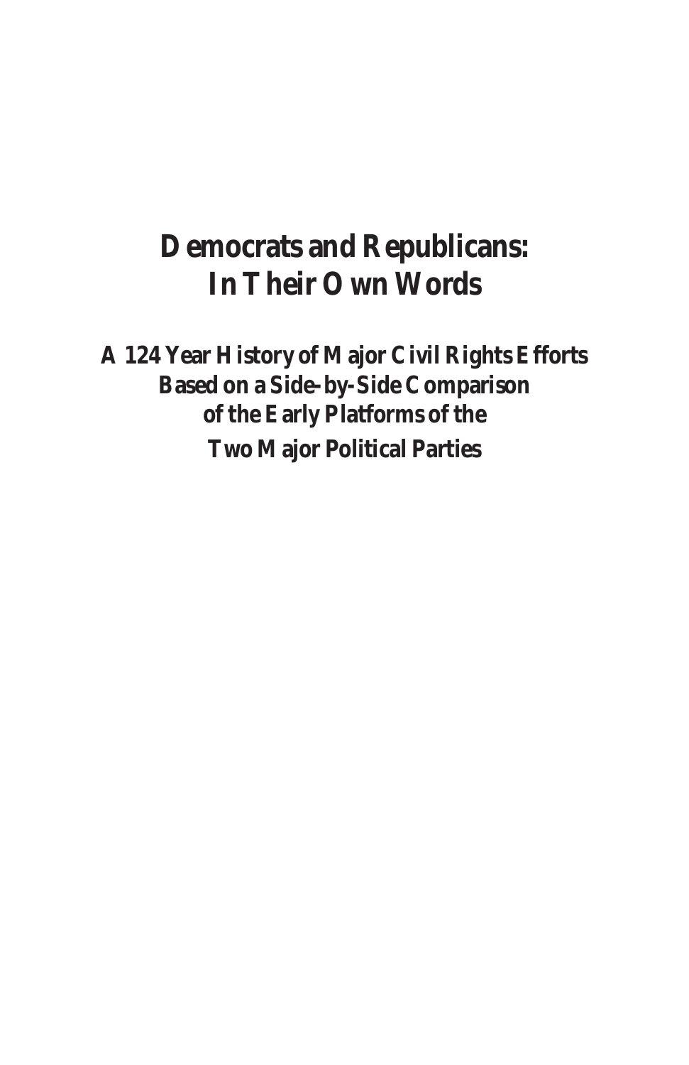# Democrats and Republicans: In Their Own Words

## A 124 Year History of Major Civil Rights Efforts Based on a Side-by-Side Comparison of the Early Platforms of the Two Major Political Parties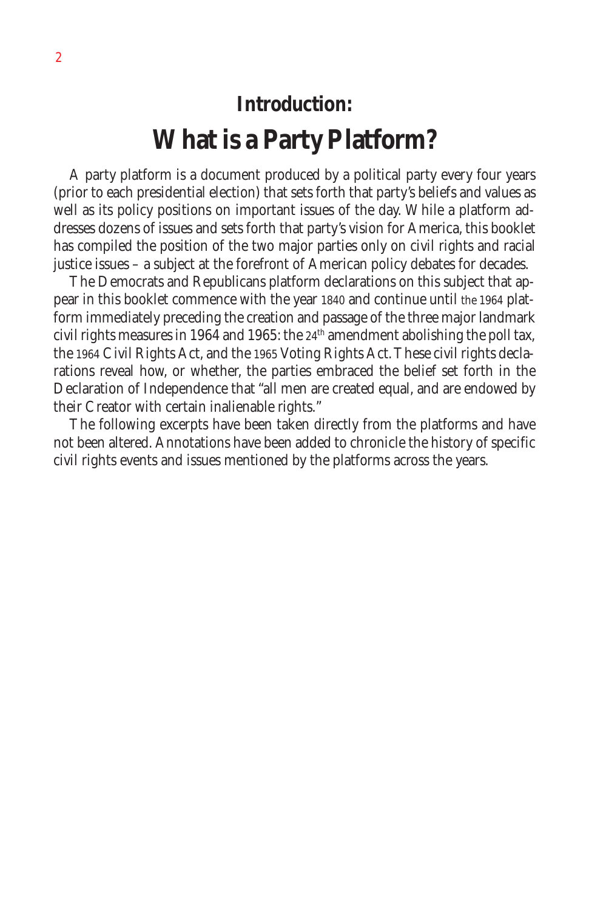## Introduction:

# What is a Party Platform?

A party platform is a document produced by a political party every four years (prior to each presidential election) that sets forth that party's beliefs and values as well as its policy positions on important issues of the day. While a platform addresses dozens of issues and sets forth that party's vision for America, this booklet has compiled the position of the two major parties only on civil rights and racial justice issues – a subject at the forefront of American policy debates for decades.

The Democrats and Republicans platform declarations on this subject that appear in this booklet commence with the year 1840 and continue until the 1964 platform immediately preceding the creation and passage of the three major landmark civil rights measures in 1964 and 1965: the 24th amendment abolishing the poll tax, the 1964 Civil Rights Act, and the 1965 Voting Rights Act. These civil rights declarations reveal how, or whether, the parties embraced the belief set forth in the Declaration of Independence that "all men are created equal, and are endowed by their Creator with certain inalienable rights."

The following excerpts have been taken directly from the platforms and have not been altered. Annotations have been added to chronicle the history of specific civil rights events and issues mentioned by the platforms across the years.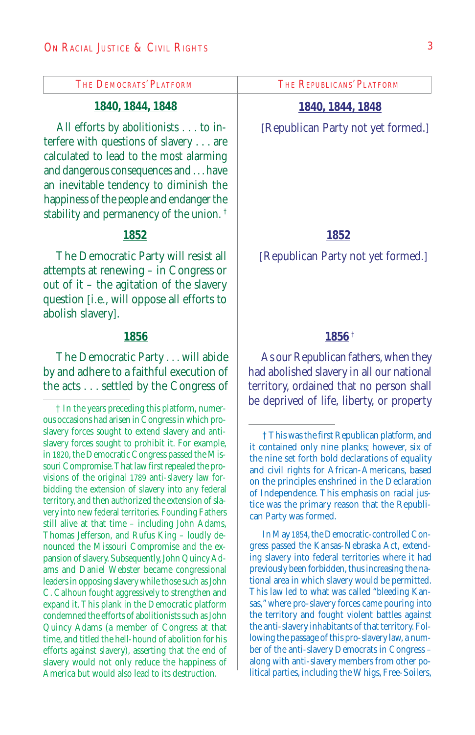| The Democrats' Platform | The Republicans' Platform |
| --- | --- |
| **1840, 1844, 1848** | **1840, 1844, 1848** |
| All efforts by abolitionists . . . to interfere with questions of slavery . . . are calculated to lead to the most alarming and dangerous consequences and . . . have an inevitable tendency to diminish the happiness of the people and endanger the stability and permanency of the union. † | [Republican Party not yet formed.] |
| **1852** | **1852** |
| The Democratic Party will resist all attempts at renewing – in Congress or out of it – the agitation of the slavery question [i.e., will oppose all efforts to abolish slavery]. | [Republican Party not yet formed.] |
| **1856** | **1856** † |
| The Democratic Party . . . will abide by and adhere to a faithful execution of the acts . . . settled by the Congress of | As our Republican fathers, when they had abolished slavery in all our national territory, ordained that no person shall be deprived of life, liberty, or property |

† In the years preceding this platform, numerous occasions had arisen in Congress in which pro-slavery forces sought to extend slavery and anti-slavery forces sought to prohibit it. For example, in 1820, the Democratic Congress passed the Missouri Compromise. That law first repealed the provisions of the original 1789 anti-slavery law forbidding the extension of slavery into any federal territory, and then authorized the extension of slavery into new federal territories. Founding Fathers still alive at that time – including John Adams, Thomas Jefferson, and Rufus King – loudly denounced the Missouri Compromise and the expansion of slavery. Subsequently, John Quincy Adams and Daniel Webster became congressional leaders in opposing slavery while those such as John C. Calhoun fought aggressively to strengthen and expand it. This plank in the Democratic platform condemned the efforts of abolitionists such as John Quincy Adams (a member of Congress at that time, and titled the hell-hound of abolition for his efforts against slavery), asserting that the end of slavery would not only reduce the happiness of America but would also lead to its destruction.

† This was the first Republican platform, and it contained only nine planks; however, six of the nine set forth bold declarations of equality and civil rights for African-Americans, based on the principles enshrined in the Declaration of Independence. This emphasis on racial justice was the primary reason that the Republican Party was formed.

In May 1854, the Democratic-controlled Congress passed the Kansas-Nebraska Act, extending slavery into federal territories where it had previously been forbidden, thus increasing the national area in which slavery would be permitted. This law led to what was called "bleeding Kansas," where pro-slavery forces came pouring into the territory and fought violent battles against the anti-slavery inhabitants of that territory. Following the passage of this pro-slavery law, a number of the anti-slavery Democrats in Congress – along with anti-slavery members from other political parties, including the Whigs, Free-Soilers,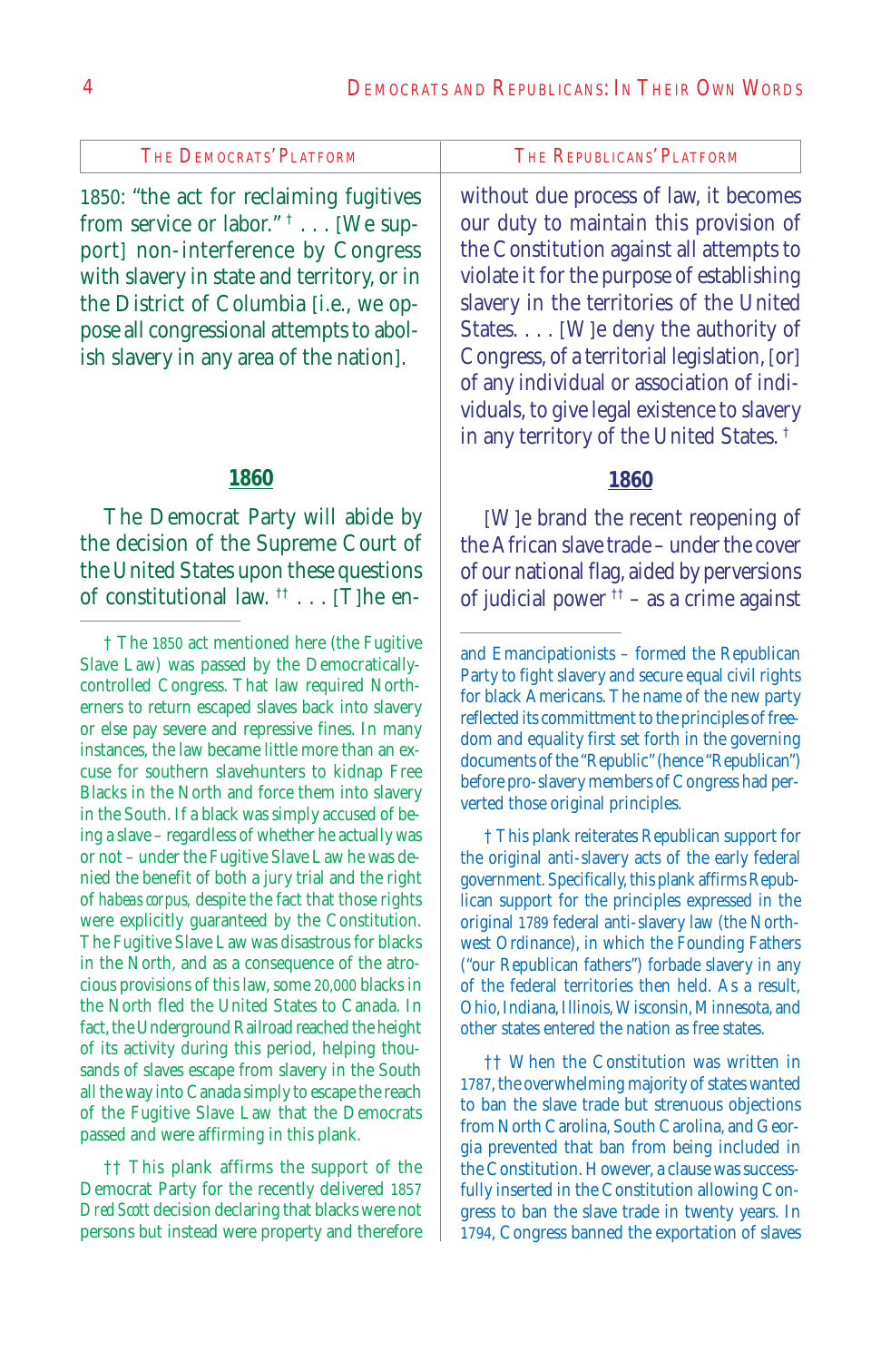| The Democrats' Platform | The Republicans' Platform |
| --- | --- |

1850: "the act for reclaiming fugitives from service or labor." † . . . [We support] non-interference by Congress with slavery in state and territory, or in the District of Columbia [i.e., we oppose all congressional attempts to abolish slavery in any area of the nation].

**1860**

The Democrat Party will abide by the decision of the Supreme Court of the United States upon these questions of constitutional law. †† . . . [T]he en-

---

† The 1850 act mentioned here (the Fugitive Slave Law) was passed by the Democratically-controlled Congress. That law required Northerners to return escaped slaves back into slavery or else pay severe and repressive fines. In many instances, the law became little more than an excuse for southern slavehunters to kidnap Free Blacks in the North and force them into slavery in the South. If a black was simply accused of being a slave – regardless of whether he actually was or not – under the Fugitive Slave Law he was denied the benefit of both a jury trial and the right of *habeas corpus*, despite the fact that those rights were explicitly guaranteed by the Constitution. The Fugitive Slave Law was disastrous for blacks in the North, and as a consequence of the atrocious provisions of this law, some 20,000 blacks in the North fled the United States to Canada. In fact, the Underground Railroad reached the height of its activity during this period, helping thousands of slaves escape from slavery in the South all the way into Canada simply to escape the reach of the Fugitive Slave Law that the Democrats passed and were affirming in this plank.

†† This plank affirms the support of the Democrat Party for the recently delivered 1857 *Dred Scott* decision declaring that blacks were not persons but instead were property and therefore

---

without due process of law, it becomes our duty to maintain this provision of the Constitution against all attempts to violate it for the purpose of establishing slavery in the territories of the United States. . . . [W]e deny the authority of Congress, of a territorial legislation, [or] of any individual or association of individuals, to give legal existence to slavery in any territory of the United States. †

**1860**

[W]e brand the recent reopening of the African slave trade – under the cover of our national flag, aided by perversions of judicial power †† – as a crime against

---

and Emancipationists – formed the Republican Party to fight slavery and secure equal civil rights for black Americans. The name of the new party reflected its committment to the principles of freedom and equality first set forth in the governing documents of the "Republic" (hence "Republican") before pro-slavery members of Congress had perverted those original principles.

† This plank reiterates Republican support for the original anti-slavery acts of the early federal government. Specifically, this plank affirms Republican support for the principles expressed in the original 1789 federal anti-slavery law (the Northwest Ordinance), in which the Founding Fathers ("our Republican fathers") forbade slavery in any of the federal territories then held. As a result, Ohio, Indiana, Illinois, Wisconsin, Minnesota, and other states entered the nation as free states.

†† When the Constitution was written in 1787, the overwhelming majority of states wanted to ban the slave trade but strenuous objections from North Carolina, South Carolina, and Georgia prevented that ban from being included in the Constitution. However, a clause was successfully inserted in the Constitution allowing Congress to ban the slave trade in twenty years. In 1794, Congress banned the exportation of slaves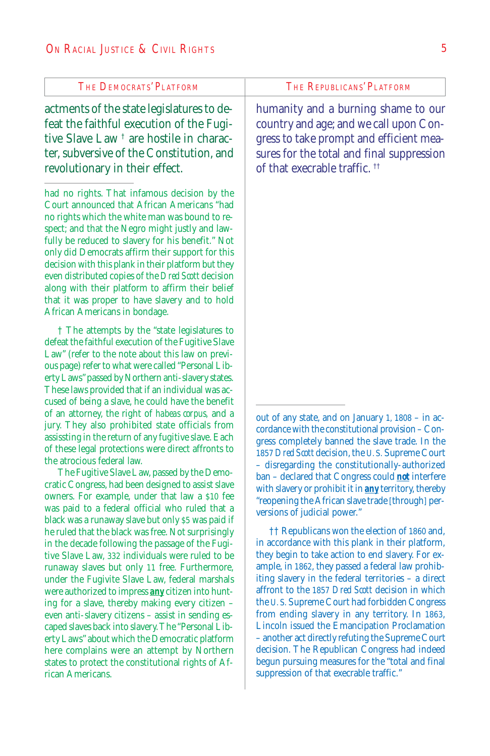| The Democrats' Platform | The Republicans' Platform |
| --- | --- |
| actments of the state legislatures to defeat the faithful execution of the Fugitive Slave Law † are hostile in character, subversive of the Constitution, and revolutionary in their effect. | humanity and a burning shame to our country and age; and we call upon Congress to take prompt and efficient measures for the total and final suppression of that execrable traffic. †† |

---

had no rights. That infamous decision by the Court announced that African Americans "had no rights which the white man was bound to respect; and that the Negro might justly and lawfully be reduced to slavery for his benefit." Not only did Democrats affirm their support for this decision with this plank in their platform but they even distributed copies of the *Dred Scott* decision along with their platform to affirm their belief that it was proper to have slavery and to hold African Americans in bondage.

† The attempts by the "state legislatures to defeat the faithful execution of the Fugitive Slave Law" (refer to the note about this law on previous page) refer to what were called "Personal Liberty Laws" passed by Northern anti-slavery states. These laws provided that if an individual was accused of being a slave, he could have the benefit of an attorney, the right of *habeas corpus*, and a jury. They also prohibited state officials from assissting in the return of any fugitive slave. Each of these legal protections were direct affronts to the atrocious federal law.

The Fugitive Slave Law, passed by the Democratic Congress, had been designed to assist slave owners. For example, under that law a $10 fee was paid to a federal official who ruled that a black was a runaway slave but only $5 was paid if he ruled that the black was free. Not surprisingly in the decade following the passage of the Fugitive Slave Law, 332 individuals were ruled to be runaway slaves but only 11 free. Furthermore, under the Fugivite Slave Law, federal marshals were authorized to impress **any** citizen into hunting for a slave, thereby making every citizen – even anti-slavery citizens – assist in sending escaped slaves back into slavery. The "Personal Liberty Laws" about which the Democratic platform here complains were an attempt by Northern states to protect the constitutional rights of African Americans.

---

out of any state, and on January 1, 1808 – in accordance with the constitutional provision – Congress completely banned the slave trade. In the 1857 *Dred Scott* decision, the U.S. Supreme Court – disregarding the constitutionally-authorized ban – declared that Congress could **not** interfere with slavery or prohibit it in **any** territory, thereby "reopening the African slave trade [through] perversions of judicial power."

†† Republicans won the election of 1860 and, in accordance with this plank in their platform, they begin to take action to end slavery. For example, in 1862, they passed a federal law prohibiting slavery in the federal territories – a direct affront to the 1857 *Dred Scott* decision in which the U.S. Supreme Court had forbidden Congress from ending slavery in any territory. In 1863, Lincoln issued the Emancipation Proclamation – another act directly refuting the Supreme Court decision. The Republican Congress had indeed begun pursuing measures for the "total and final suppression of that execrable traffic."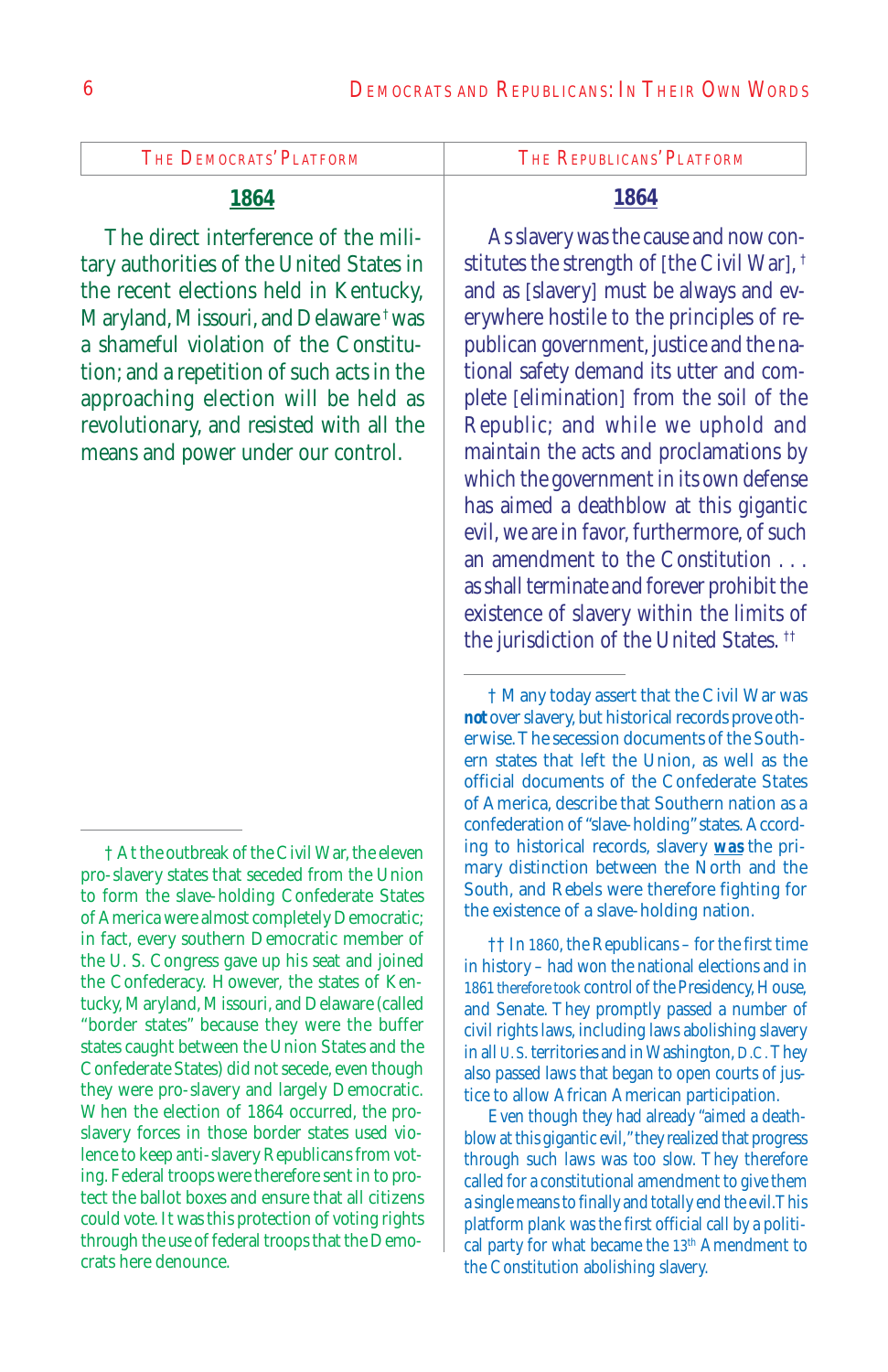## The Democrats' Platform

### 1864

The direct interference of the military authorities of the United States in the recent elections held in Kentucky, Maryland, Missouri, and Delaware † was a shameful violation of the Constitution; and a repetition of such acts in the approaching election will be held as revolutionary, and resisted with all the means and power under our control.

† At the outbreak of the Civil War, the eleven pro-slavery states that seceded from the Union to form the slave-holding Confederate States of America were almost completely Democratic; in fact, every southern Democratic member of the U. S. Congress gave up his seat and joined the Confederacy. However, the states of Kentucky, Maryland, Missouri, and Delaware (called "border states" because they were the buffer states caught between the Union States and the Confederate States) did not secede, even though they were pro-slavery and largely Democratic. When the election of 1864 occurred, the pro-slavery forces in those border states used violence to keep anti-slavery Republicans from voting. Federal troops were therefore sent in to protect the ballot boxes and ensure that all citizens could vote. It was this protection of voting rights through the use of federal troops that the Democrats here denounce.

## The Republicans' Platform

### 1864

As slavery was the cause and now constitutes the strength of [the Civil War], † and as [slavery] must be always and everywhere hostile to the principles of republican government, justice and the national safety demand its utter and complete [elimination] from the soil of the Republic; and while we uphold and maintain the acts and proclamations by which the government in its own defense has aimed a deathblow at this gigantic evil, we are in favor, furthermore, of such an amendment to the Constitution . . . as shall terminate and forever prohibit the existence of slavery within the limits of the jurisdiction of the United States. ††

† Many today assert that the Civil War was **not** over slavery, but historical records prove otherwise. The secession documents of the Southern states that left the Union, as well as the official documents of the Confederate States of America, describe that Southern nation as a confederation of "slave-holding" states. According to historical records, slavery **was** the primary distinction between the North and the South, and Rebels were therefore fighting for the existence of a slave-holding nation.

†† In 1860, the Republicans – for the first time in history – had won the national elections and in 1861 therefore took control of the Presidency, House, and Senate. They promptly passed a number of civil rights laws, including laws abolishing slavery in all U. S. territories and in Washington, D.C. They also passed laws that began to open courts of justice to allow African American participation.

Even though they had already "aimed a deathblow at this gigantic evil," they realized that progress through such laws was too slow. They therefore called for a constitutional amendment to give them a single means to finally and totally end the evil. This platform plank was the first official call by a political party for what became the 13th Amendment to the Constitution abolishing slavery.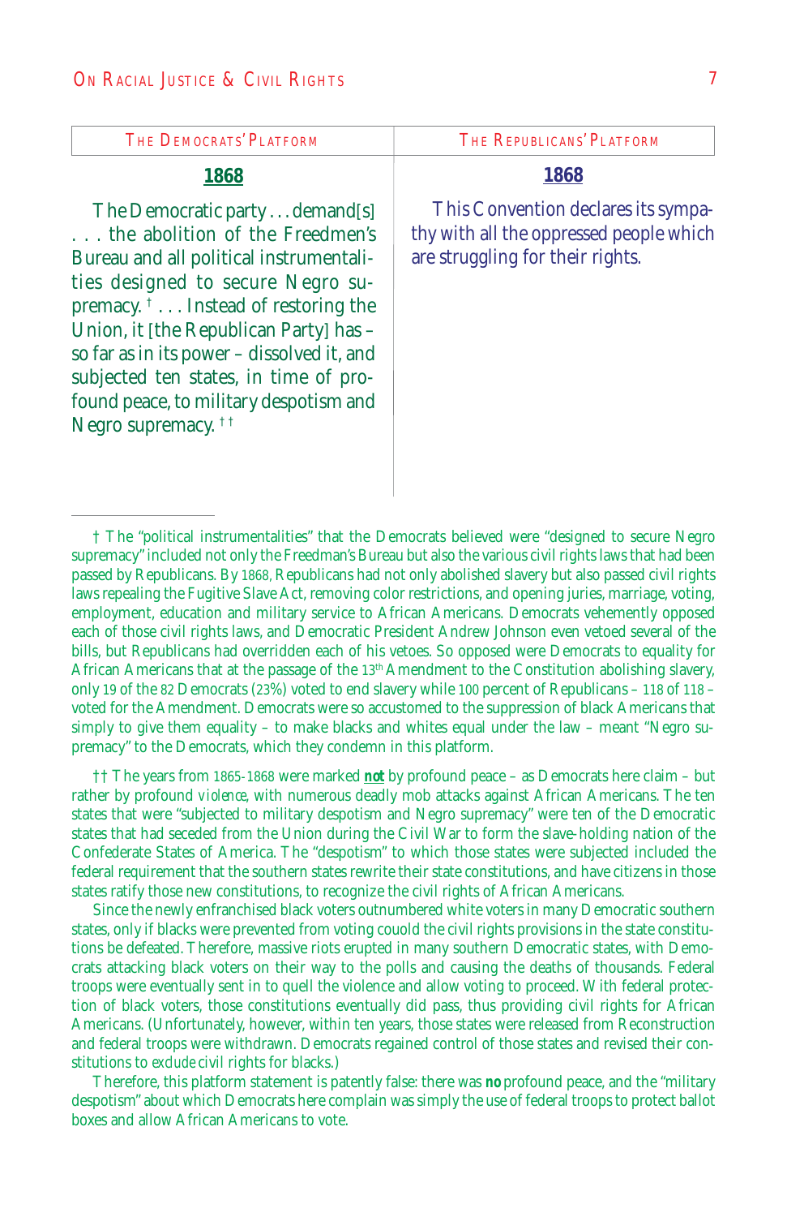| The Democrats' Platform | The Republicans' Platform |
|---|---|
| **1868** | **1868** |
| The Democratic party . . . demand[s] . . . the abolition of the Freedmen's Bureau and all political instrumentalities designed to secure Negro supremacy. † . . . Instead of restoring the Union, it [the Republican Party] has – so far as in its power – dissolved it, and subjected ten states, in time of profound peace, to military despotism and Negro supremacy. †† | This Convention declares its sympathy with all the oppressed people which are struggling for their rights. |

† The "political instrumentalities" that the Democrats believed were "designed to secure Negro supremacy" included not only the Freedman's Bureau but also the various civil rights laws that had been passed by Republicans. By 1868, Republicans had not only abolished slavery but also passed civil rights laws repealing the Fugitive Slave Act, removing color restrictions, and opening juries, marriage, voting, employment, education and military service to African Americans. Democrats vehemently opposed each of those civil rights laws, and Democratic President Andrew Johnson even vetoed several of the bills, but Republicans had overridden each of his vetoes. So opposed were Democrats to equality for African Americans that at the passage of the 13th Amendment to the Constitution abolishing slavery, only 19 of the 82 Democrats (23%) voted to end slavery while 100 percent of Republicans – 118 of 118 – voted for the Amendment. Democrats were so accustomed to the suppression of black Americans that simply to give them equality – to make blacks and whites equal under the law – meant "Negro supremacy" to the Democrats, which they condemn in this platform.

†† The years from 1865-1868 were marked ***not*** by profound peace – as Democrats here claim – but rather by profound *violence*, with numerous deadly mob attacks against African Americans. The ten states that were "subjected to military despotism and Negro supremacy" were ten of the Democratic states that had seceded from the Union during the Civil War to form the slave-holding nation of the Confederate States of America. The "despotism" to which those states were subjected included the federal requirement that the southern states rewrite their state constitutions, and have citizens in those states ratify those new constitutions, to recognize the civil rights of African Americans.

Since the newly enfranchised black voters outnumbered white voters in many Democratic southern states, only if blacks were prevented from voting cououd the civil rights provisions in the state constitutions be defeated. Therefore, massive riots erupted in many southern Democratic states, with Democrats attacking black voters on their way to the polls and causing the deaths of thousands. Federal troops were eventually sent in to quell the violence and allow voting to proceed. With federal protection of black voters, those constitutions eventually did pass, thus providing civil rights for African Americans. (Unfortunately, however, within ten years, those states were released from Reconstruction and federal troops were withdrawn. Democrats regained control of those states and revised their constitutions to *exclude* civil rights for blacks.)

Therefore, this platform statement is patently false: there was **no** profound peace, and the "military despotism" about which Democrats here complain was simply the use of federal troops to protect ballot boxes and allow African Americans to vote.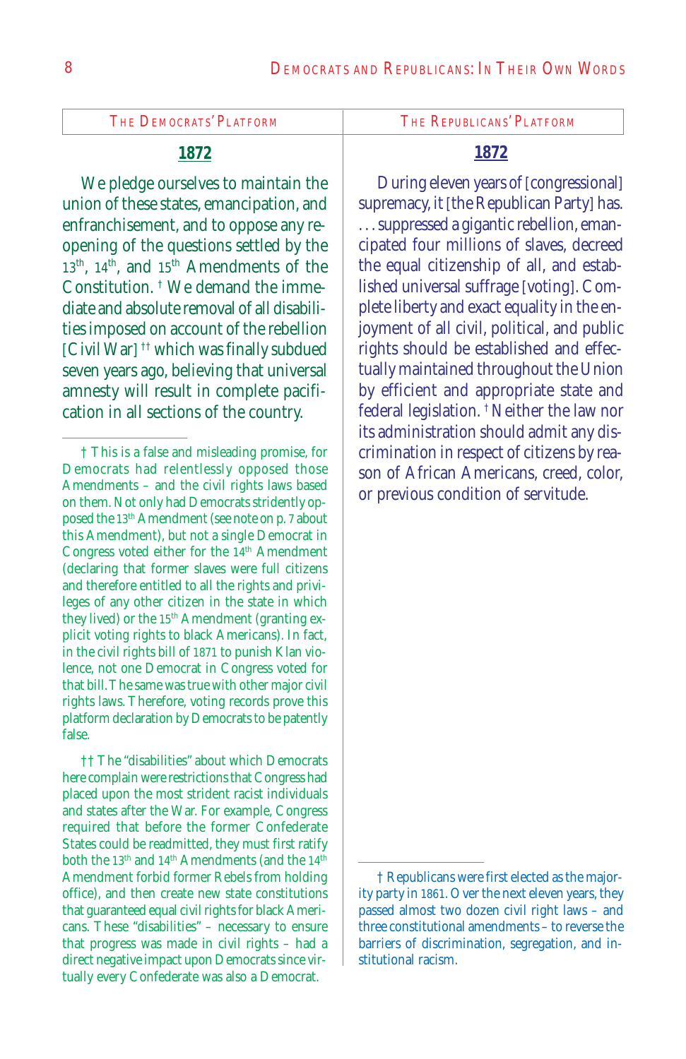| The Democrats' Platform | The Republicans' Platform |
|---|---|

## The Democrats' Platform

### 1872

We pledge ourselves to maintain the union of these states, emancipation, and enfranchisement, and to oppose any re-opening of the questions settled by the 13th, 14th, and 15th Amendments of the Constitution. † We demand the immediate and absolute removal of all disabilities imposed on account of the rebellion [Civil War] †† which was finally subdued seven years ago, believing that universal amnesty will result in complete pacification in all sections of the country.

† This is a false and misleading promise, for Democrats had relentlessly opposed those Amendments – and the civil rights laws based on them. Not only had Democrats stridently opposed the 13th Amendment (see note on p. 7 about this Amendment), but not a single Democrat in Congress voted either for the 14th Amendment (declaring that former slaves were full citizens and therefore entitled to all the rights and privileges of any other citizen in the state in which they lived) or the 15th Amendment (granting explicit voting rights to black Americans). In fact, in the civil rights bill of 1871 to punish Klan violence, not one Democrat in Congress voted for that bill. The same was true with other major civil rights laws. Therefore, voting records prove this platform declaration by Democrats to be patently false.

†† The "disabilities" about which Democrats here complain were restrictions that Congress had placed upon the most strident racist individuals and states after the War. For example, Congress required that before the former Confederate States could be readmitted, they must first ratify both the 13th and 14th Amendments (and the 14th Amendment forbid former Rebels from holding office), and then create new state constitutions that guaranteed equal civil rights for black Americans. These "disabilities" – necessary to ensure that progress was made in civil rights – had a direct negative impact upon Democrats since virtually every Confederate was also a Democrat.

## The Republicans' Platform

### 1872

During eleven years of [congressional] supremacy, it [the Republican Party] has. . . suppressed a gigantic rebellion, emancipated four millions of slaves, decreed the equal citizenship of all, and established universal suffrage [voting]. Complete liberty and exact equality in the enjoyment of all civil, political, and public rights should be established and effectually maintained throughout the Union by efficient and appropriate state and federal legislation. † Neither the law nor its administration should admit any discrimination in respect of citizens by reason of African Americans, creed, color, or previous condition of servitude.

† Republicans were first elected as the majority party in 1861. Over the next eleven years, they passed almost two dozen civil right laws – and three constitutional amendments – to reverse the barriers of discrimination, segregation, and institutional racism.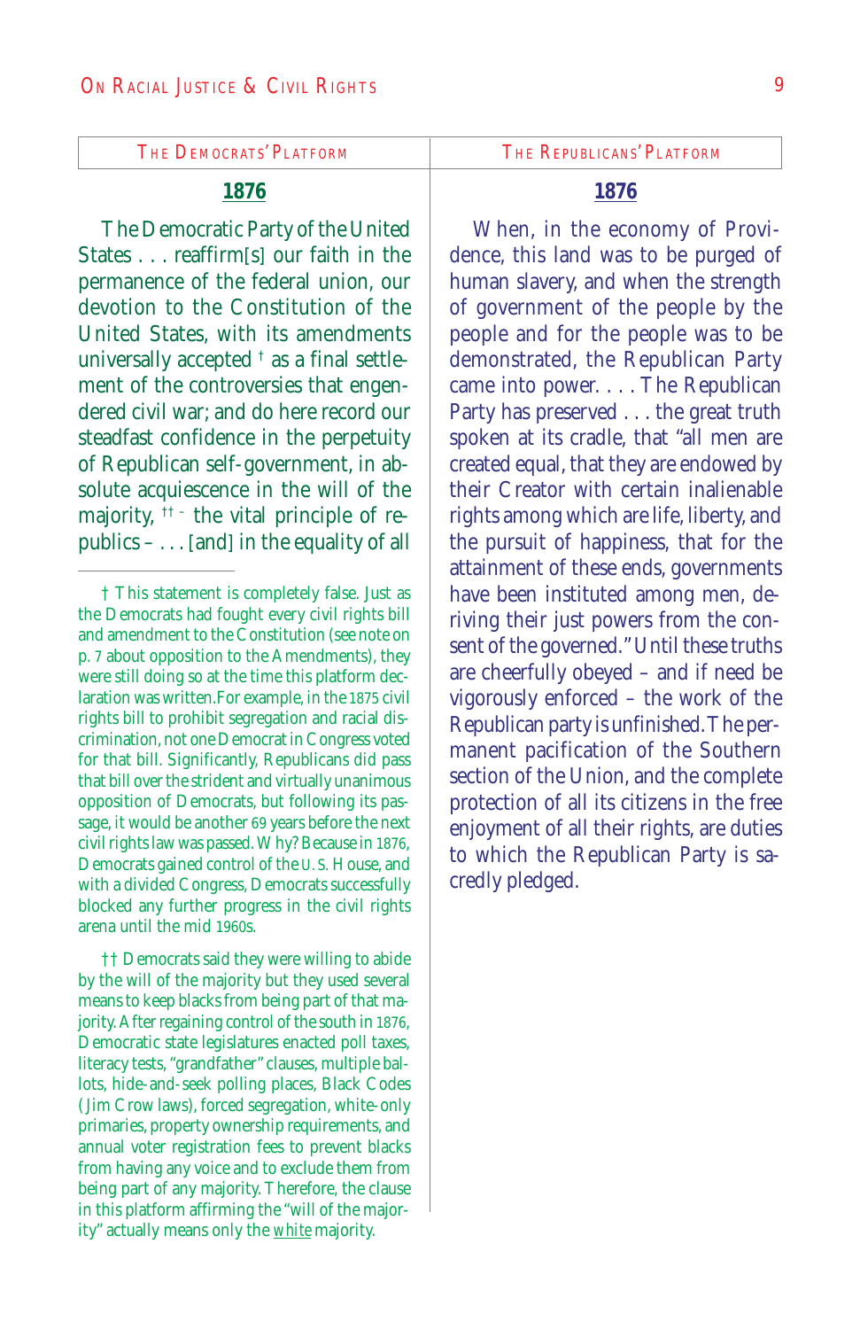| The Democrats' Platform | The Republicans' Platform |
| --- | --- |

## 1876 — The Democrats' Platform

The Democratic Party of the United States . . . reaffirm[s] our faith in the permanence of the federal union, our devotion to the Constitution of the United States, with its amendments universally accepted † as a final settlement of the controversies that engendered civil war; and do here record our steadfast confidence in the perpetuity of Republican self-government, in absolute acquiescence in the will of the majority, †† – the vital principle of republics – . . . [and] in the equality of all

† This statement is completely false. Just as the Democrats had fought every civil rights bill and amendment to the Constitution (see note on p. 7 about opposition to the Amendments), they were still doing so at the time this platform declaration was written. For example, in the 1875 civil rights bill to prohibit segregation and racial discrimination, not one Democrat in Congress voted for that bill. Significantly, Republicans did pass that bill over the strident and virtually unanimous opposition of Democrats, but following its passage, it would be another 69 years before the next civil rights law was passed. Why? Because in 1876, Democrats gained control of the U. S. House, and with a divided Congress, Democrats successfully blocked any further progress in the civil rights arena until the mid 1960s.

†† Democrats said they were willing to abide by the will of the majority but they used several means to keep blacks from being part of that majority. After regaining control of the south in 1876, Democratic state legislatures enacted poll taxes, literacy tests, "grandfather" clauses, multiple ballots, hide-and-seek polling places, Black Codes (Jim Crow laws), forced segregation, white-only primaries, property ownership requirements, and annual voter registration fees to prevent blacks from having any voice and to exclude them from being part of any majority. Therefore, the clause in this platform affirming the "will of the majority" actually means only the white majority.

## 1876 — The Republicans' Platform

When, in the economy of Providence, this land was to be purged of human slavery, and when the strength of government of the people by the people and for the people was to be demonstrated, the Republican Party came into power. . . . The Republican Party has preserved . . . the great truth spoken at its cradle, that "all men are created equal, that they are endowed by their Creator with certain inalienable rights among which are life, liberty, and the pursuit of happiness, that for the attainment of these ends, governments have been instituted among men, deriving their just powers from the consent of the governed." Until these truths are cheerfully obeyed – and if need be vigorously enforced – the work of the Republican party is unfinished. The permanent pacification of the Southern section of the Union, and the complete protection of all its citizens in the free enjoyment of all their rights, are duties to which the Republican Party is sacredly pledged.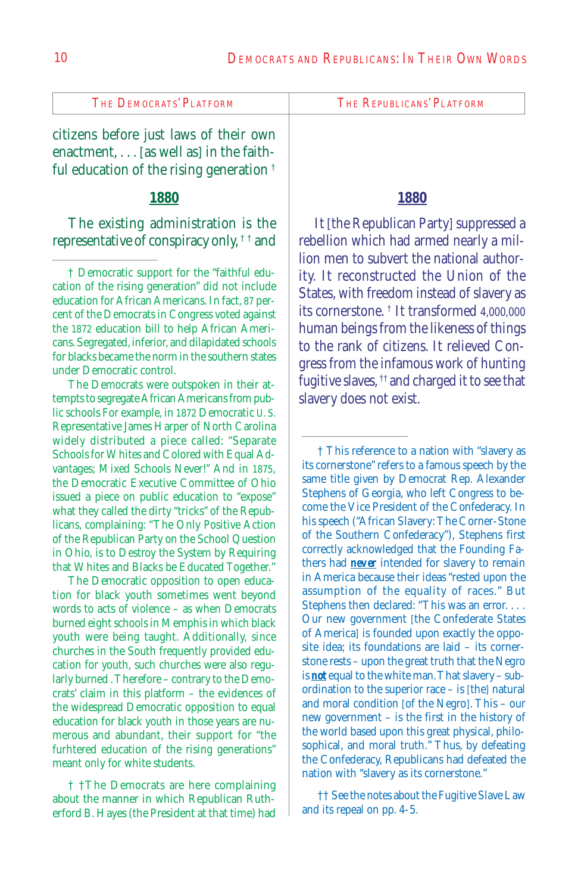| THE DEMOCRATS' PLATFORM | THE REPUBLICANS' PLATFORM |
|---|---|

citizens before just laws of their own enactment, . . . [as well as] in the faithful education of the rising generation †

**1880**

The existing administration is the representative of conspiracy only, † † and

† Democratic support for the "faithful education of the rising generation" did not include education for African Americans. In fact, 87 percent of the Democrats in Congress voted against the 1872 education bill to help African Americans. Segregated, inferior, and dilapidated schools for blacks became the norm in the southern states under Democratic control.

The Democrats were outspoken in their attempts to segregate African Americans from public schools For example, in 1872 Democratic U. S. Representative James Harper of North Carolina widely distributed a piece called: "Separate Schools for Whites and Colored with Equal Advantages; Mixed Schools Never!" And in 1875, the Democratic Executive Committee of Ohio issued a piece on public education to "expose" what they called the dirty "tricks" of the Republicans, complaining: "The Only Positive Action of the Republican Party on the School Question in Ohio, is to Destroy the System by Requiring that Whites and Blacks be Educated Together."

The Democratic opposition to open education for black youth sometimes went beyond words to acts of violence – as when Democrats burned eight schools in Memphis in which black youth were being taught. Additionally, since churches in the South frequently provided education for youth, such churches were also regularly burned . Therefore – contrary to the Democrats' claim in this platform – the evidences of the widespread Democratic opposition to equal education for black youth in those years are numerous and abundant, their support for "the furhtered education of the rising generations" meant only for white students.

† †The Democrats are here complaining about the manner in which Republican Rutherford B. Hayes (the President at that time) had

**1880**

It [the Republican Party] suppressed a rebellion which had armed nearly a million men to subvert the national authority. It reconstructed the Union of the States, with freedom instead of slavery as its cornerstone. † It transformed 4,000,000 human beings from the likeness of things to the rank of citizens. It relieved Congress from the infamous work of hunting fugitive slaves, †† and charged it to see that slavery does not exist.

† This reference to a nation with "slavery as its cornerstone" refers to a famous speech by the same title given by Democrat Rep. Alexander Stephens of Georgia, who left Congress to become the Vice President of the Confederacy. In his speech ("African Slavery: The Corner-Stone of the Southern Confederacy"), Stephens first correctly acknowledged that the Founding Fathers had ***never*** intended for slavery to remain in America because their ideas "rested upon the assumption of the equality of races." But Stephens then declared: "This was an error. . . . Our new government [the Confederate States of America] is founded upon exactly the opposite idea; its foundations are laid – its cornerstone rests – upon the great truth that the Negro is ***not*** equal to the white man. That slavery – subordination to the superior race – is [the] natural and moral condition [of the Negro]. This – our new government – is the first in the history of the world based upon this great physical, philosophical, and moral truth." Thus, by defeating the Confederacy, Republicans had defeated the nation with "slavery as its cornerstone."

†† See the notes about the Fugitive Slave Law and its repeal on pp. 4-5.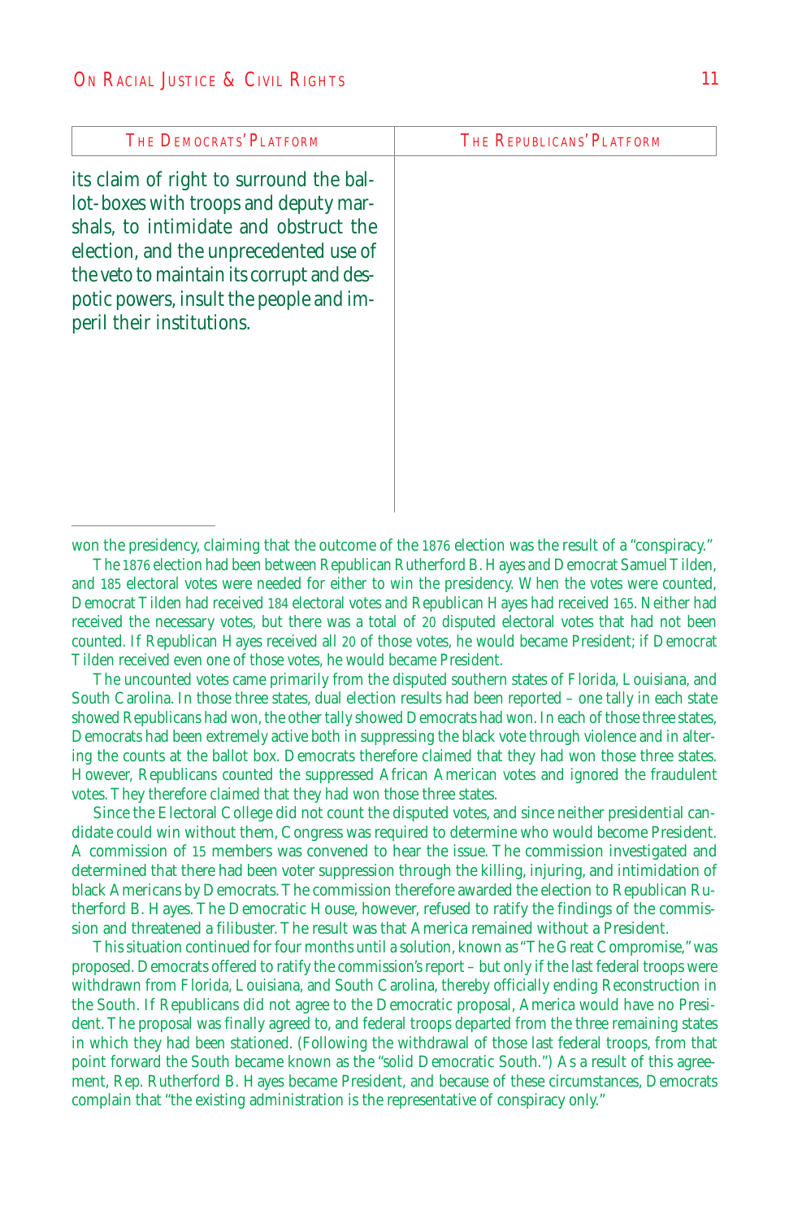| The Democrats' Platform | The Republicans' Platform |
|---|---|
| its claim of right to surround the ballot-boxes with troops and deputy marshals, to intimidate and obstruct the election, and the unprecedented use of the veto to maintain its corrupt and despotic powers, insult the people and imperil their institutions. | |

---

won the presidency, claiming that the outcome of the 1876 election was the result of a "conspiracy."

The 1876 election had been between Republican Rutherford B. Hayes and Democrat Samuel Tilden, and 185 electoral votes were needed for either to win the presidency. When the votes were counted, Democrat Tilden had received 184 electoral votes and Republican Hayes had received 165. Neither had received the necessary votes, but there was a total of 20 disputed electoral votes that had not been counted. If Republican Hayes received all 20 of those votes, he would became President; if Democrat Tilden received even one of those votes, he would became President.

The uncounted votes came primarily from the disputed southern states of Florida, Louisiana, and South Carolina. In those three states, dual election results had been reported – one tally in each state showed Republicans had won, the other tally showed Democrats had won. In each of those three states, Democrats had been extremely active both in suppressing the black vote through violence and in altering the counts at the ballot box. Democrats therefore claimed that they had won those three states. However, Republicans counted the suppressed African American votes and ignored the fraudulent votes. They therefore claimed that they had won those three states.

Since the Electoral College did not count the disputed votes, and since neither presidential candidate could win without them, Congress was required to determine who would become President. A commission of 15 members was convened to hear the issue. The commission investigated and determined that there had been voter suppression through the killing, injuring, and intimidation of black Americans by Democrats. The commission therefore awarded the election to Republican Rutherford B. Hayes. The Democratic House, however, refused to ratify the findings of the commission and threatened a filibuster. The result was that America remained without a President.

This situation continued for four months until a solution, known as "The Great Compromise," was proposed. Democrats offered to ratify the commission's report – but only if the last federal troops were withdrawn from Florida, Louisiana, and South Carolina, thereby officially ending Reconstruction in the South. If Republicans did not agree to the Democratic proposal, America would have no President. The proposal was finally agreed to, and federal troops departed from the three remaining states in which they had been stationed. (Following the withdrawal of those last federal troops, from that point forward the South became known as the "solid Democratic South.") As a result of this agreement, Rep. Rutherford B. Hayes became President, and because of these circumstances, Democrats complain that "the existing administration is the representative of conspiracy only."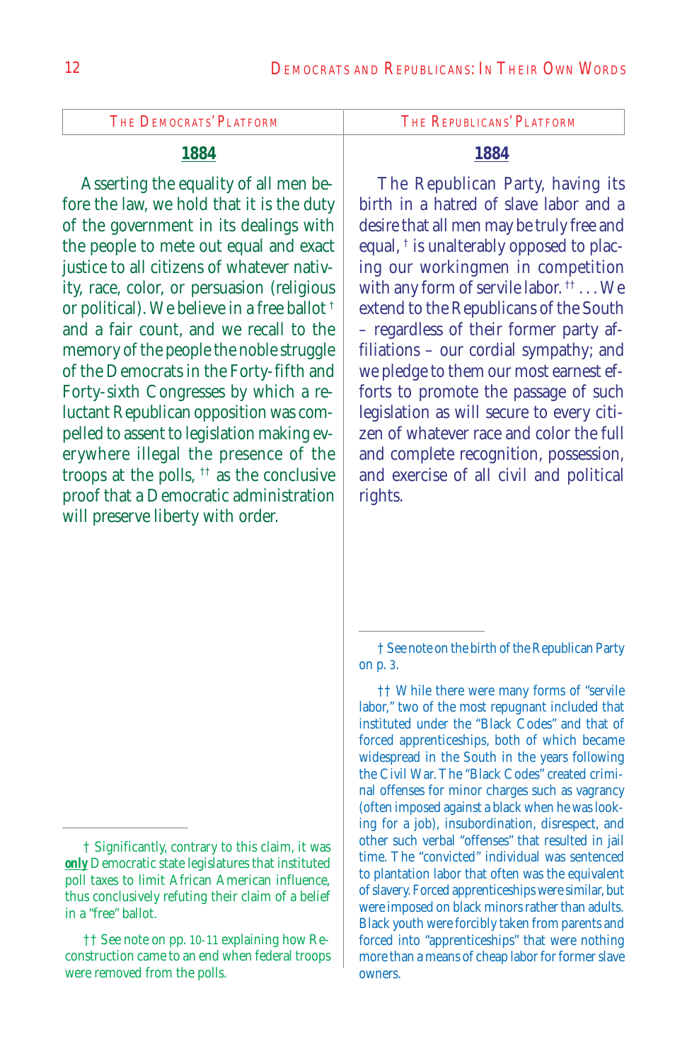## The Democrats' Platform

### 1884

Asserting the equality of all men before the law, we hold that it is the duty of the government in its dealings with the people to mete out equal and exact justice to all citizens of whatever nativity, race, color, or persuasion (religious or political). We believe in a free ballot † and a fair count, and we recall to the memory of the people the noble struggle of the Democrats in the Forty-fifth and Forty-sixth Congresses by which a reluctant Republican opposition was compelled to assent to legislation making everywhere illegal the presence of the troops at the polls, †† as the conclusive proof that a Democratic administration will preserve liberty with order.

† Significantly, contrary to this claim, it was **only** Democratic state legislatures that instituted poll taxes to limit African American influence, thus conclusively refuting their claim of a belief in a "free" ballot.

†† See note on pp. 10-11 explaining how Reconstruction came to an end when federal troops were removed from the polls.

## The Republicans' Platform

### 1884

The Republican Party, having its birth in a hatred of slave labor and a desire that all men may be truly free and equal, † is unalterably opposed to placing our workingmen in competition with any form of servile labor. †† . . . We extend to the Republicans of the South – regardless of their former party affiliations – our cordial sympathy; and we pledge to them our most earnest efforts to promote the passage of such legislation as will secure to every citizen of whatever race and color the full and complete recognition, possession, and exercise of all civil and political rights.

† See note on the birth of the Republican Party on p. 3.

†† While there were many forms of "servile labor," two of the most repugnant included that instituted under the "Black Codes" and that of forced apprenticeships, both of which became widespread in the South in the years following the Civil War. The "Black Codes" created criminal offenses for minor charges such as vagrancy (often imposed against a black when he was looking for a job), insubordination, disrespect, and other such verbal "offenses" that resulted in jail time. The "convicted" individual was sentenced to plantation labor that often was the equivalent of slavery. Forced apprenticeships were similar, but were imposed on black minors rather than adults. Black youth were forcibly taken from parents and forced into "apprenticeships" that were nothing more than a means of cheap labor for former slave owners.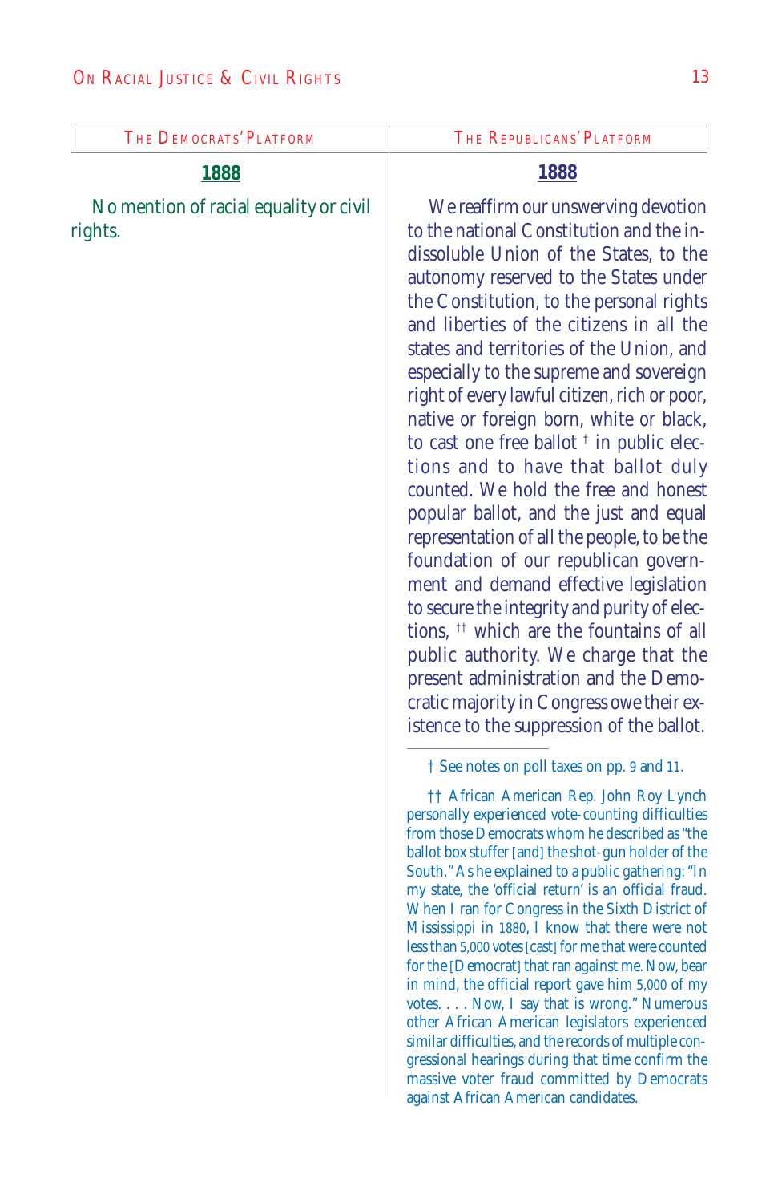| The Democrats' Platform | The Republicans' Platform |
| --- | --- |
| **1888** | **1888** |
| No mention of racial equality or civil rights. | We reaffirm our unswerving devotion to the national Constitution and the indissoluble Union of the States, to the autonomy reserved to the States under the Constitution, to the personal rights and liberties of the citizens in all the states and territories of the Union, and especially to the supreme and sovereign right of every lawful citizen, rich or poor, native or foreign born, white or black, to cast one free ballot † in public elections and to have that ballot duly counted. We hold the free and honest popular ballot, and the just and equal representation of all the people, to be the foundation of our republican government and demand effective legislation to secure the integrity and purity of elections, †† which are the fountains of all public authority. We charge that the present administration and the Democratic majority in Congress owe their existence to the suppression of the ballot. |

† See notes on poll taxes on pp. 9 and 11.

†† African American Rep. John Roy Lynch personally experienced vote-counting difficulties from those Democrats whom he described as "the ballot box stuffer [and] the shot-gun holder of the South." As he explained to a public gathering: "In my state, the 'official return' is an official fraud. When I ran for Congress in the Sixth District of Mississippi in 1880, I know that there were not less than 5,000 votes [cast] for me that were counted for the [Democrat] that ran against me. Now, bear in mind, the official report gave him 5,000 of my votes. . . . Now, I say that is wrong." Numerous other African American legislators experienced similar difficulties, and the records of multiple congressional hearings during that time confirm the massive voter fraud committed by Democrats against African American candidates.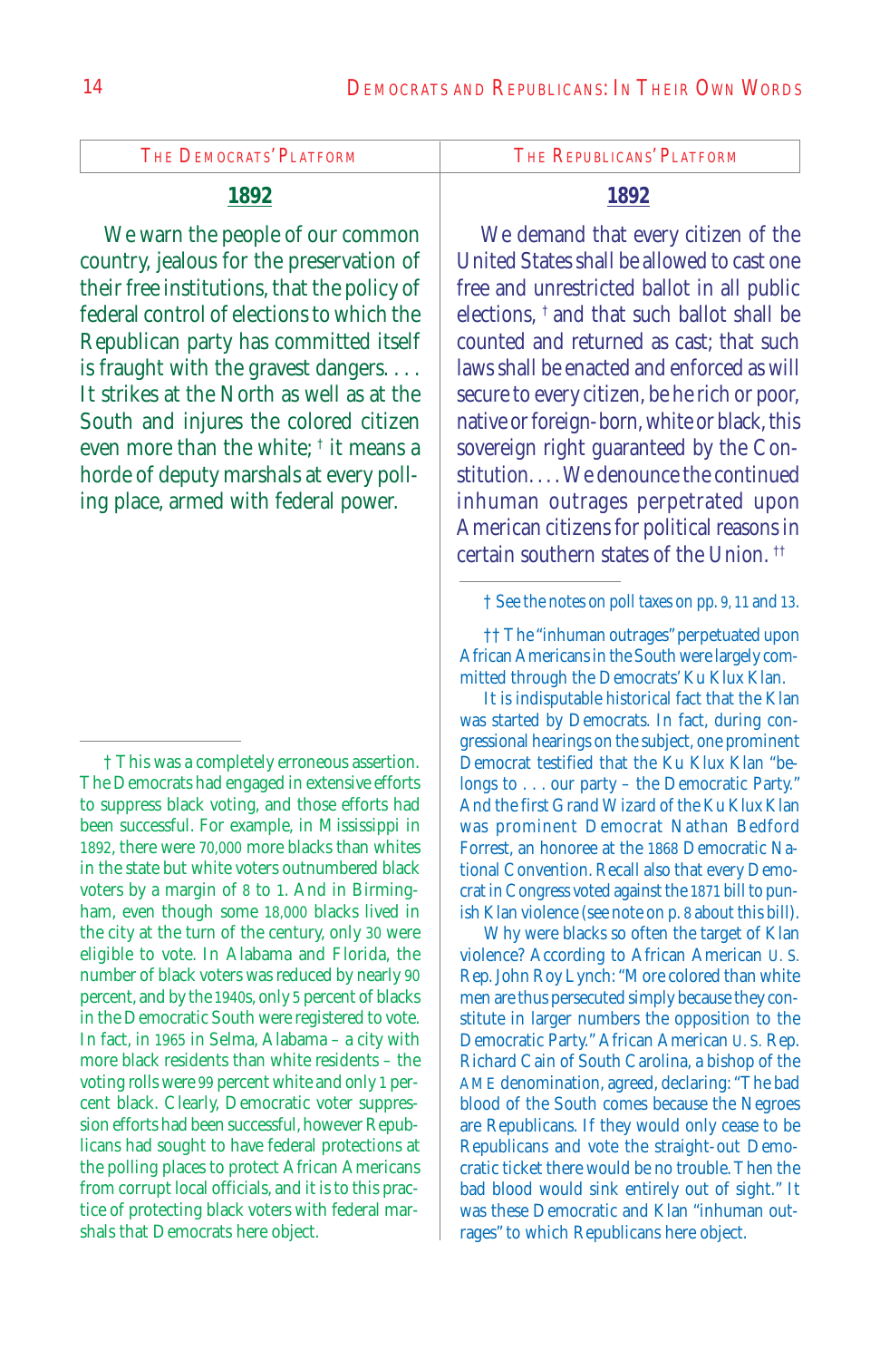## The Democrats' Platform

### 1892

We warn the people of our common country, jealous for the preservation of their free institutions, that the policy of federal control of elections to which the Republican party has committed itself is fraught with the gravest dangers. . . . It strikes at the North as well as at the South and injures the colored citizen even more than the white; † it means a horde of deputy marshals at every polling place, armed with federal power.

† This was a completely erroneous assertion. The Democrats had engaged in extensive efforts to suppress black voting, and those efforts had been successful. For example, in Mississippi in 1892, there were 70,000 more blacks than whites in the state but white voters outnumbered black voters by a margin of 8 to 1. And in Birmingham, even though some 18,000 blacks lived in the city at the turn of the century, only 30 were eligible to vote. In Alabama and Florida, the number of black voters was reduced by nearly 90 percent, and by the 1940s, only 5 percent of blacks in the Democratic South were registered to vote. In fact, in 1965 in Selma, Alabama – a city with more black residents than white residents – the voting rolls were 99 percent white and only 1 percent black. Clearly, Democratic voter suppression efforts had been successful, however Republicans had sought to have federal protections at the polling places to protect African Americans from corrupt local officials, and it is to this practice of protecting black voters with federal marshals that Democrats here object.

## The Republicans' Platform

### 1892

We demand that every citizen of the United States shall be allowed to cast one free and unrestricted ballot in all public elections, † and that such ballot shall be counted and returned as cast; that such laws shall be enacted and enforced as will secure to every citizen, be he rich or poor, native or foreign-born, white or black, this sovereign right guaranteed by the Constitution. . . . We denounce the continued inhuman outrages perpetrated upon American citizens for political reasons in certain southern states of the Union. ††

† See the notes on poll taxes on pp. 9, 11 and 13.

†† The "inhuman outrages" perpetuated upon African Americans in the South were largely committed through the Democrats' Ku Klux Klan.

It is indisputable historical fact that the Klan was started by Democrats. In fact, during congressional hearings on the subject, one prominent Democrat testified that the Ku Klux Klan "belongs to . . . our party – the Democratic Party." And the first Grand Wizard of the Ku Klux Klan was prominent Democrat Nathan Bedford Forrest, an honoree at the 1868 Democratic National Convention. Recall also that every Democrat in Congress voted against the 1871 bill to punish Klan violence (see note on p. 8 about this bill).

Why were blacks so often the target of Klan violence? According to African American U. S. Rep. John Roy Lynch: "More colored than white men are thus persecuted simply because they constitute in larger numbers the opposition to the Democratic Party." African American U. S. Rep. Richard Cain of South Carolina, a bishop of the AME denomination, agreed, declaring: "The bad blood of the South comes because the Negroes are Republicans. If they would only cease to be Republicans and vote the straight-out Democratic ticket there would be no trouble. Then the bad blood would sink entirely out of sight." It was these Democratic and Klan "inhuman outrages" to which Republicans here object.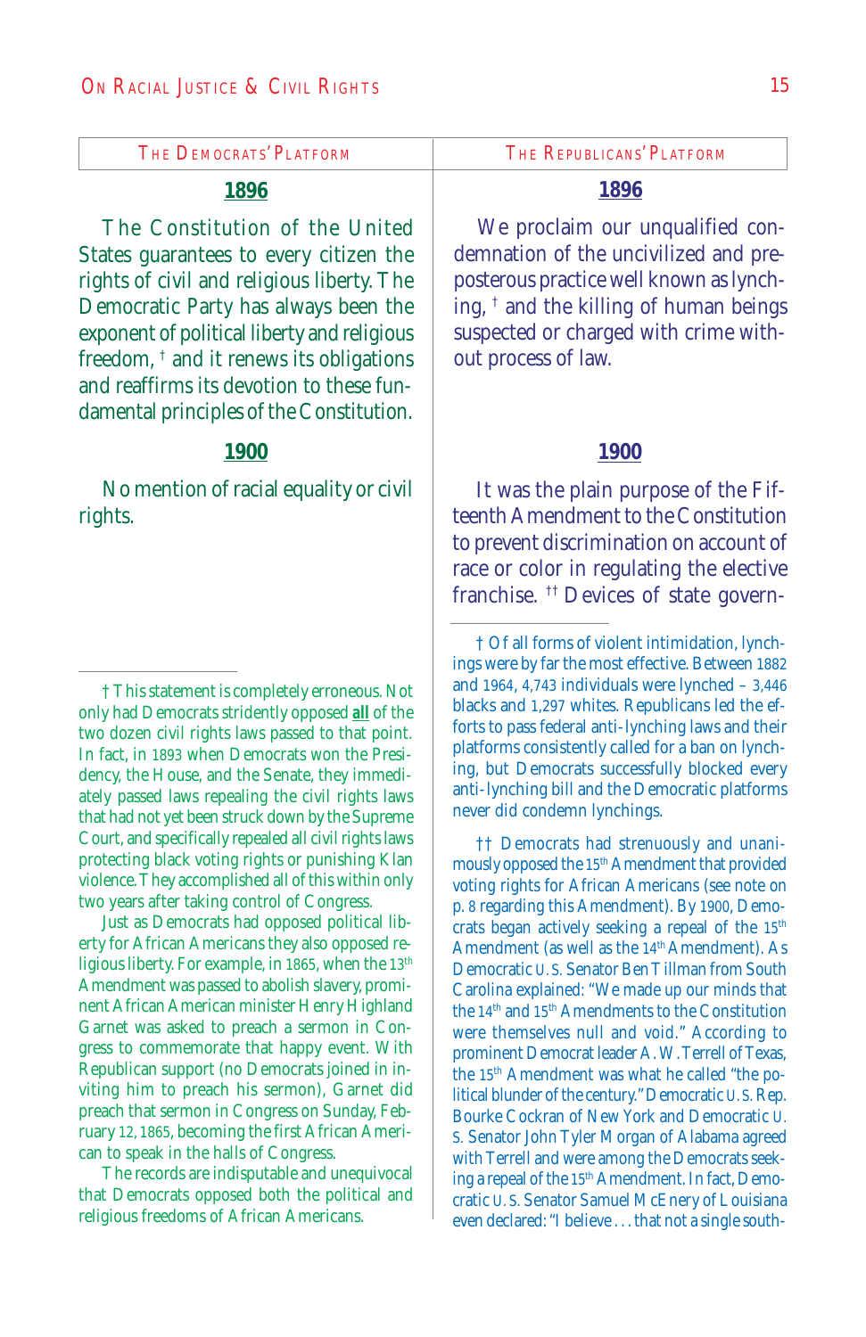| The Democrats' Platform | The Republicans' Platform |
| --- | --- |

### The Democrats' Platform

**1896**

The Constitution of the United States guarantees to every citizen the rights of civil and religious liberty. The Democratic Party has always been the exponent of political liberty and religious freedom, † and it renews its obligations and reaffirms its devotion to these fundamental principles of the Constitution.

**1900**

No mention of racial equality or civil rights.

† This statement is completely erroneous. Not only had Democrats stridently opposed **all** of the two dozen civil rights laws passed to that point. In fact, in 1893 when Democrats won the Presidency, the House, and the Senate, they immediately passed laws repealing the civil rights laws that had not yet been struck down by the Supreme Court, and specifically repealed all civil rights laws protecting black voting rights or punishing Klan violence. They accomplished all of this within only two years after taking control of Congress.

Just as Democrats had opposed political liberty for African Americans they also opposed religious liberty. For example, in 1865, when the 13th Amendment was passed to abolish slavery, prominent African American minister Henry Highland Garnet was asked to preach a sermon in Congress to commemorate that happy event. With Republican support (no Democrats joined in inviting him to preach his sermon), Garnet did preach that sermon in Congress on Sunday, February 12, 1865, becoming the first African American to speak in the halls of Congress.

The records are indisputable and unequivocal that Democrats opposed both the political and religious freedoms of African Americans.

### The Republicans' Platform

**1896**

We proclaim our unqualified condemnation of the uncivilized and preposterous practice well known as lynching, † and the killing of human beings suspected or charged with crime without process of law.

**1900**

It was the plain purpose of the Fifteenth Amendment to the Constitution to prevent discrimination on account of race or color in regulating the elective franchise. †† Devices of state govern-

† Of all forms of violent intimidation, lynchings were by far the most effective. Between 1882 and 1964, 4,743 individuals were lynched – 3,446 blacks and 1,297 whites. Republicans led the efforts to pass federal anti-lynching laws and their platforms consistently called for a ban on lynching, but Democrats successfully blocked every anti-lynching bill and the Democratic platforms never did condemn lynchings.

†† Democrats had strenuously and unanimously opposed the 15th Amendment that provided voting rights for African Americans (see note on p. 8 regarding this Amendment). By 1900, Democrats began actively seeking a repeal of the 15th Amendment (as well as the 14th Amendment). As Democratic U.S. Senator Ben Tillman from South Carolina explained: "We made up our minds that the 14th and 15th Amendments to the Constitution were themselves null and void." According to prominent Democrat leader A. W. Terrell of Texas, the 15th Amendment was what he called "the political blunder of the century." Democratic U.S. Rep. Bourke Cockran of New York and Democratic U. S. Senator John Tyler Morgan of Alabama agreed with Terrell and were among the Democrats seeking a repeal of the 15th Amendment. In fact, Democratic U.S. Senator Samuel McEnery of Louisiana even declared: "I believe . . . that not a single south-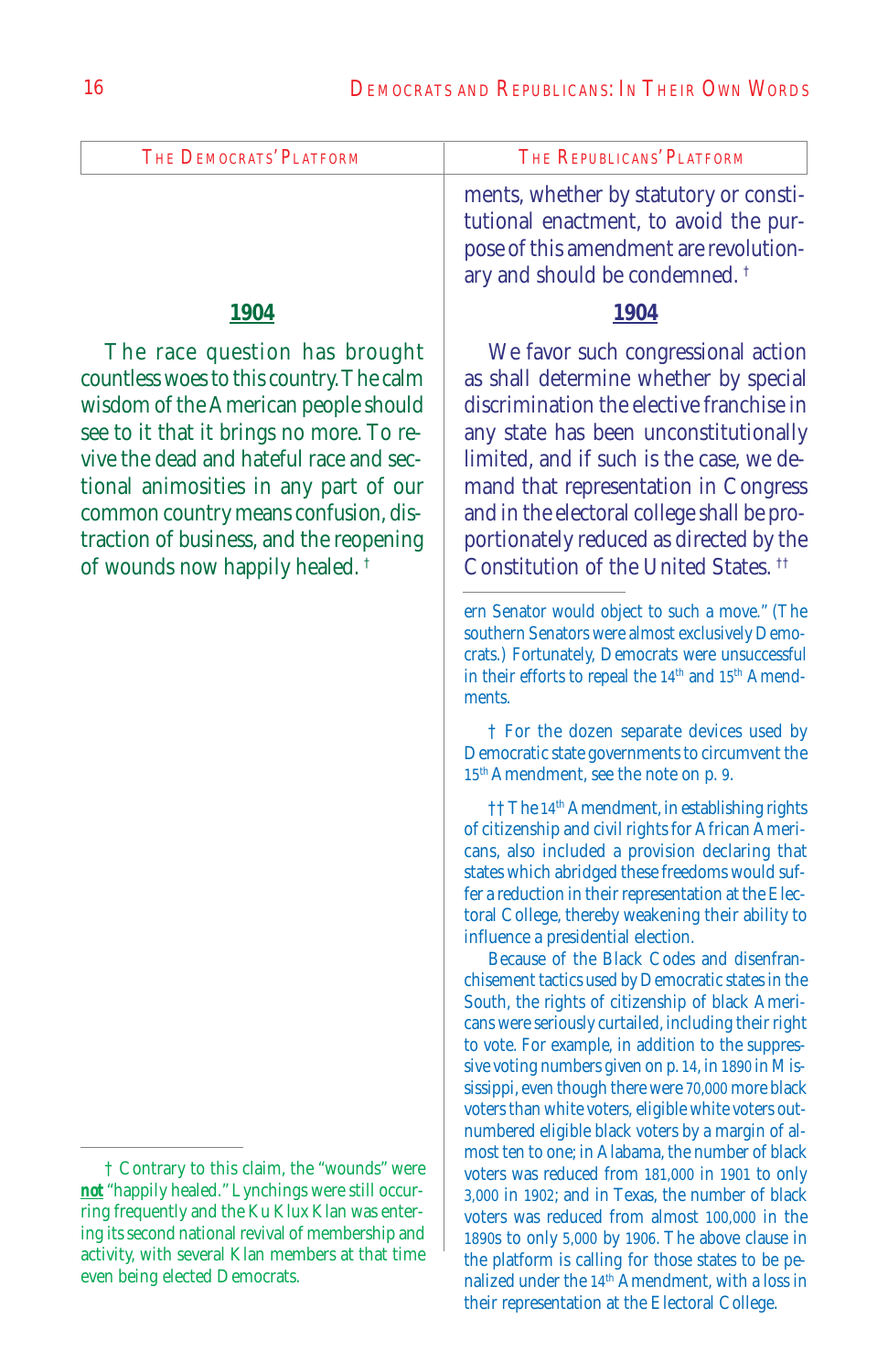| The Democrats' Platform | The Republicans' Platform |
| --- | --- |
| | ments, whether by statutory or constitutional enactment, to avoid the purpose of this amendment are revolutionary and should be condemned. † |

## 1904 — The Democrats' Platform

The race question has brought countless woes to this country. The calm wisdom of the American people should see to it that it brings no more. To revive the dead and hateful race and sectional animosities in any part of our common country means confusion, distraction of business, and the reopening of wounds now happily healed. †

## 1904 — The Republicans' Platform

We favor such congressional action as shall determine whether by special discrimination the elective franchise in any state has been unconstitutionally limited, and if such is the case, we demand that representation in Congress and in the electoral college shall be proportionately reduced as directed by the Constitution of the United States. ††

---

ern Senator would object to such a move." (The southern Senators were almost exclusively Democrats.) Fortunately, Democrats were unsuccessful in their efforts to repeal the 14th and 15th Amendments.

† For the dozen separate devices used by Democratic state governments to circumvent the 15th Amendment, see the note on p. 9.

†† The 14th Amendment, in establishing rights of citizenship and civil rights for African Americans, also included a provision declaring that states which abridged these freedoms would suffer a reduction in their representation at the Electoral College, thereby weakening their ability to influence a presidential election.

Because of the Black Codes and disenfranchisement tactics used by Democratic states in the South, the rights of citizenship of black Americans were seriously curtailed, including their right to vote. For example, in addition to the suppressive voting numbers given on p. 14, in 1890 in Mississippi, even though there were 70,000 more black voters than white voters, eligible white voters outnumbered eligible black voters by a margin of almost ten to one; in Alabama, the number of black voters was reduced from 181,000 in 1901 to only 3,000 in 1902; and in Texas, the number of black voters was reduced from almost 100,000 in the 1890s to only 5,000 by 1906. The above clause in the platform is calling for those states to be penalized under the 14th Amendment, with a loss in their representation at the Electoral College.

† Contrary to this claim, the "wounds" were ***not*** "happily healed." Lynchings were still occurring frequently and the Ku Klux Klan was entering its second national revival of membership and activity, with several Klan members at that time even being elected Democrats.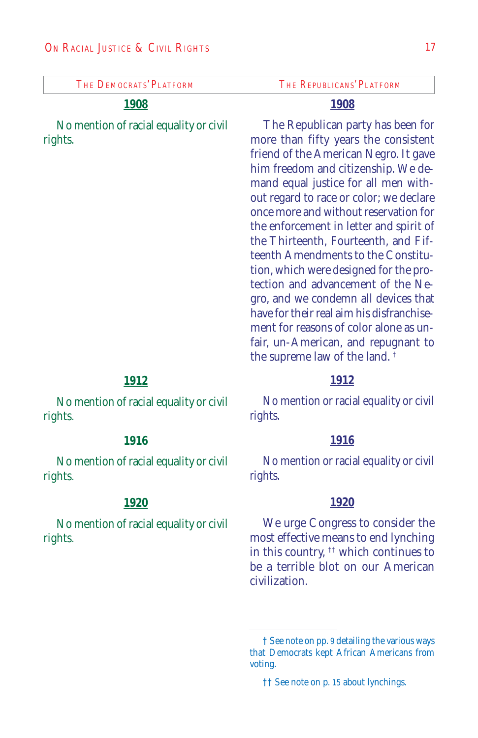| The Democrats' Platform | The Republicans' Platform |
| --- | --- |
| **1908** | **1908** |
| No mention of racial equality or civil rights. | The Republican party has been for more than fifty years the consistent friend of the American Negro. It gave him freedom and citizenship. We demand equal justice for all men without regard to race or color; we declare once more and without reservation for the enforcement in letter and spirit of the Thirteenth, Fourteenth, and Fifteenth Amendments to the Constitution, which were designed for the protection and advancement of the Negro, and we condemn all devices that have for their real aim his disfranchisement for reasons of color alone as unfair, un-American, and repugnant to the supreme law of the land. † |
| **1912** | **1912** |
| No mention of racial equality or civil rights. | No mention or racial equality or civil rights. |
| **1916** | **1916** |
| No mention of racial equality or civil rights. | No mention or racial equality or civil rights. |
| **1920** | **1920** |
| No mention of racial equality or civil rights. | We urge Congress to consider the most effective means to end lynching in this country, †† which continues to be a terrible blot on our American civilization. |

† See note on pp. 9 detailing the various ways that Democrats kept African Americans from voting.

†† See note on p. 15 about lynchings.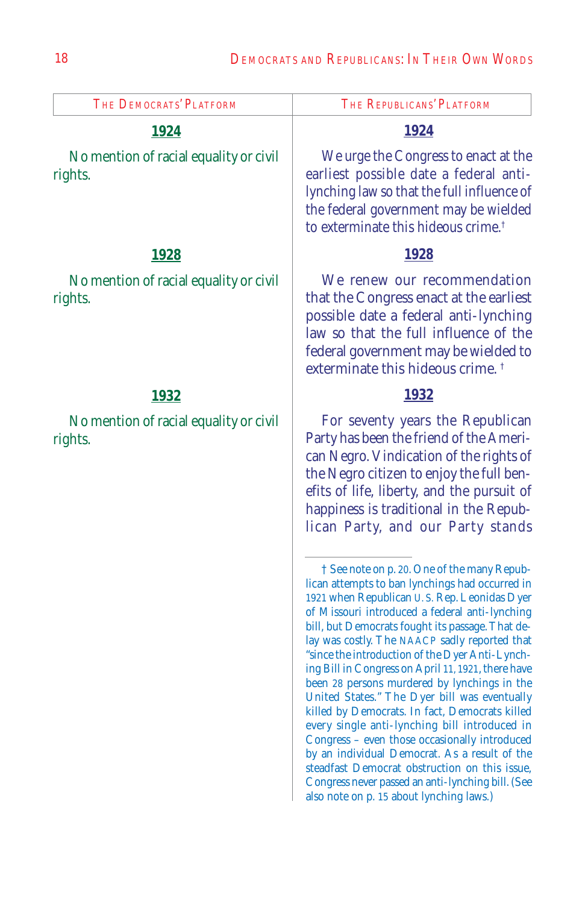| The Democrats' Platform | The Republicans' Platform |
| --- | --- |
| **1924** | **1924** |
| No mention of racial equality or civil rights. | We urge the Congress to enact at the earliest possible date a federal anti-lynching law so that the full influence of the federal government may be wielded to exterminate this hideous crime.† |
| **1928** | **1928** |
| No mention of racial equality or civil rights. | We renew our recommendation that the Congress enact at the earliest possible date a federal anti-lynching law so that the full influence of the federal government may be wielded to exterminate this hideous crime. † |
| **1932** | **1932** |
| No mention of racial equality or civil rights. | For seventy years the Republican Party has been the friend of the American Negro. Vindication of the rights of the Negro citizen to enjoy the full benefits of life, liberty, and the pursuit of happiness is traditional in the Republican Party, and our Party stands |

† See note on p. 20. One of the many Republican attempts to ban lynchings had occurred in 1921 when Republican U.S. Rep. Leonidas Dyer of Missouri introduced a federal anti-lynching bill, but Democrats fought its passage. That delay was costly. The NAACP sadly reported that "since the introduction of the Dyer Anti-Lynching Bill in Congress on April 11, 1921, there have been 28 persons murdered by lynchings in the United States." The Dyer bill was eventually killed by Democrats. In fact, Democrats killed every single anti-lynching bill introduced in Congress – even those occasionally introduced by an individual Democrat. As a result of the steadfast Democrat obstruction on this issue, Congress never passed an anti-lynching bill. (See also note on p. 15 about lynching laws.)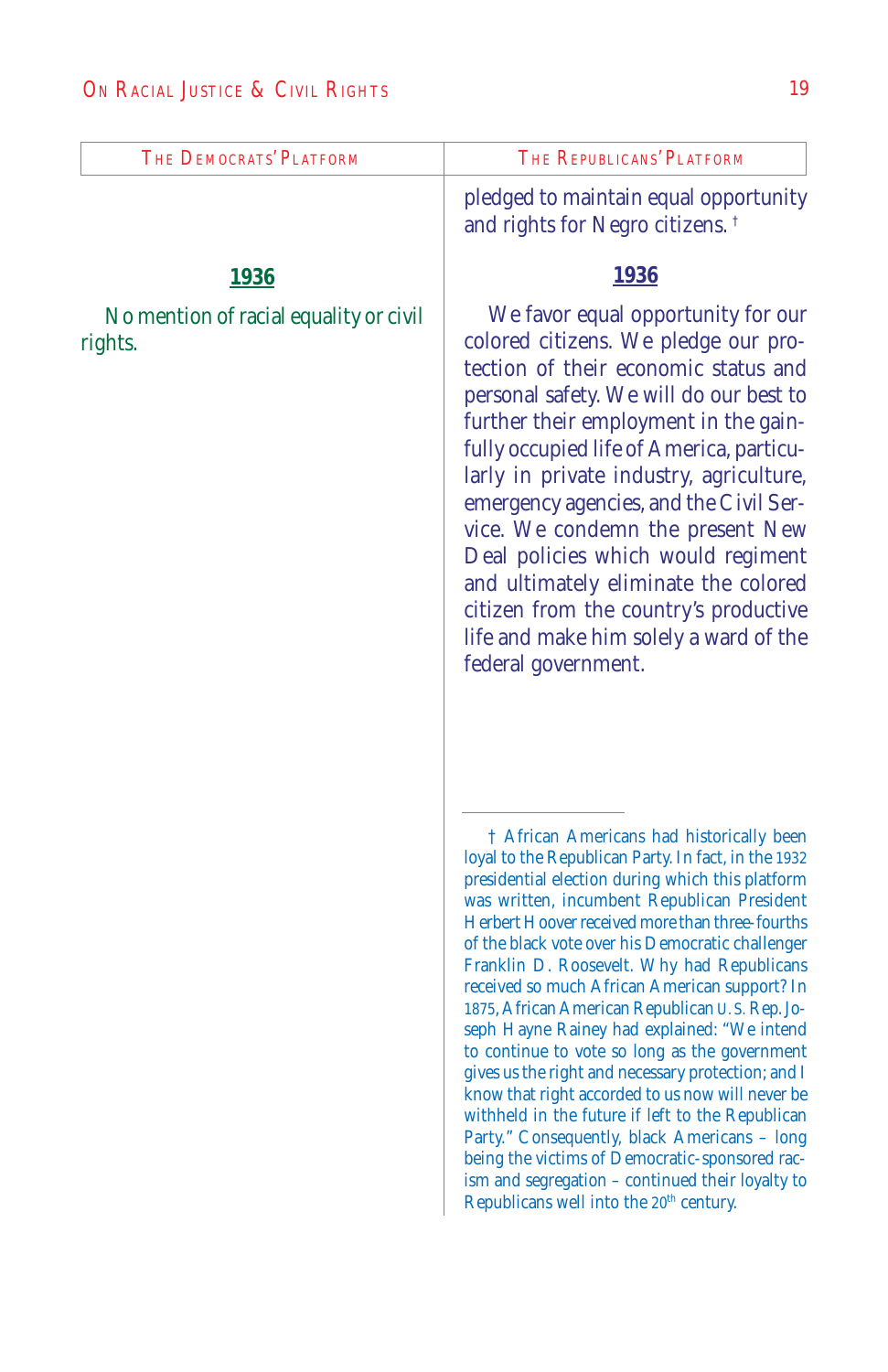| The Democrats' Platform | The Republicans' Platform |
| --- | --- |
| | pledged to maintain equal opportunity and rights for Negro citizens. † |
| **1936** | **1936** |
| No mention of racial equality or civil rights. | We favor equal opportunity for our colored citizens. We pledge our protection of their economic status and personal safety. We will do our best to further their employment in the gainfully occupied life of America, particularly in private industry, agriculture, emergency agencies, and the Civil Service. We condemn the present New Deal policies which would regiment and ultimately eliminate the colored citizen from the country's productive life and make him solely a ward of the federal government. |

† African Americans had historically been loyal to the Republican Party. In fact, in the 1932 presidential election during which this platform was written, incumbent Republican President Herbert Hoover received more than three-fourths of the black vote over his Democratic challenger Franklin D. Roosevelt. Why had Republicans received so much African American support? In 1875, African American Republican U.S. Rep. Joseph Hayne Rainey had explained: "We intend to continue to vote so long as the government gives us the right and necessary protection; and I know that right accorded to us now will never be withheld in the future if left to the Republican Party." Consequently, black Americans – long being the victims of Democratic-sponsored racism and segregation – continued their loyalty to Republicans well into the 20th century.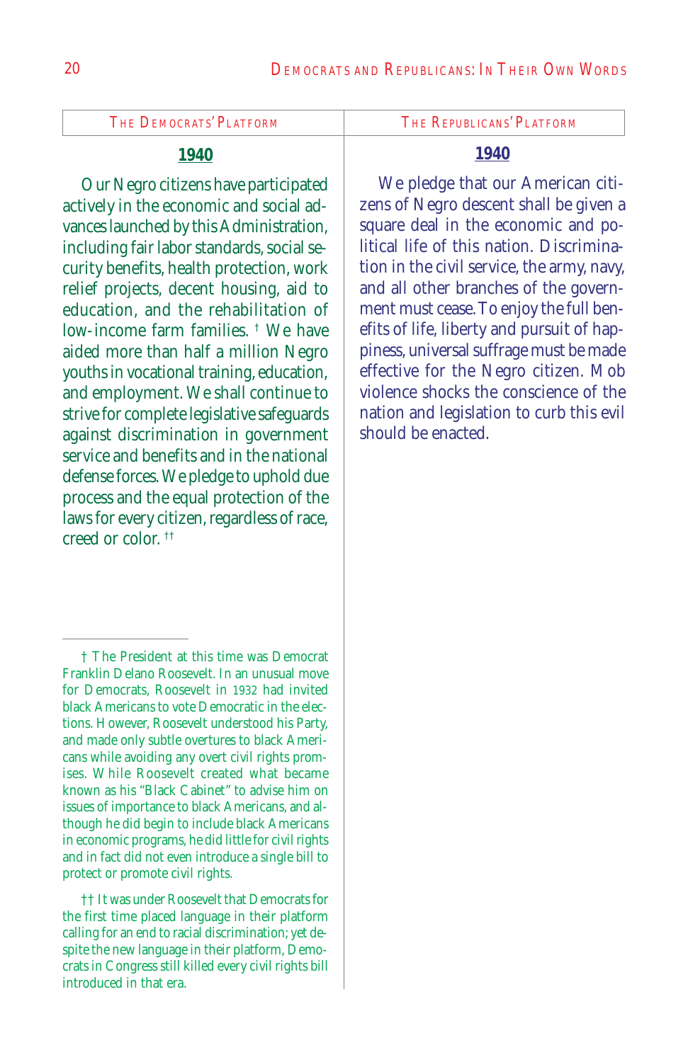| The Democrats' Platform | The Republicans' Platform |
| --- | --- |

## The Democrats' Platform

### 1940

Our Negro citizens have participated actively in the economic and social advances launched by this Administration, including fair labor standards, social security benefits, health protection, work relief projects, decent housing, aid to education, and the rehabilitation of low-income farm families. † We have aided more than half a million Negro youths in vocational training, education, and employment. We shall continue to strive for complete legislative safeguards against discrimination in government service and benefits and in the national defense forces. We pledge to uphold due process and the equal protection of the laws for every citizen, regardless of race, creed or color. ††

## The Republicans' Platform

### 1940

We pledge that our American citizens of Negro descent shall be given a square deal in the economic and political life of this nation. Discrimination in the civil service, the army, navy, and all other branches of the government must cease. To enjoy the full benefits of life, liberty and pursuit of happiness, universal suffrage must be made effective for the Negro citizen. Mob violence shocks the conscience of the nation and legislation to curb this evil should be enacted.

---

† The President at this time was Democrat Franklin Delano Roosevelt. In an unusual move for Democrats, Roosevelt in 1932 had invited black Americans to vote Democratic in the elections. However, Roosevelt understood his Party, and made only subtle overtures to black Americans while avoiding any overt civil rights promises. While Roosevelt created what became known as his "Black Cabinet" to advise him on issues of importance to black Americans, and although he did begin to include black Americans in economic programs, he did little for civil rights and in fact did not even introduce a single bill to protect or promote civil rights.

†† It was under Roosevelt that Democrats for the first time placed language in their platform calling for an end to racial discrimination; yet despite the new language in their platform, Democrats in Congress still killed every civil rights bill introduced in that era.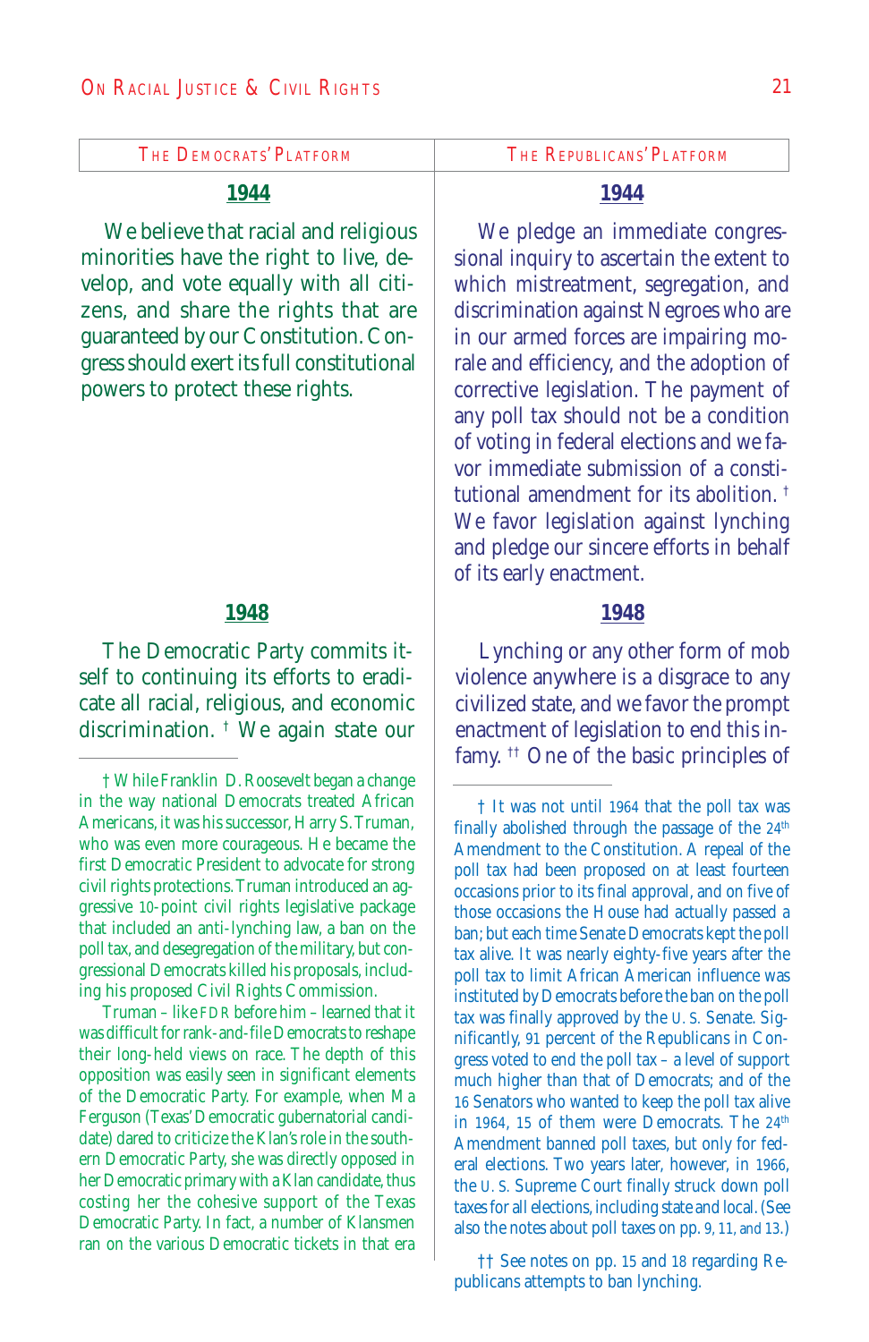| The Democrats' Platform | The Republicans' Platform |
| --- | --- |
| **1944** | **1944** |
| We believe that racial and religious minorities have the right to live, develop, and vote equally with all citizens, and share the rights that are guaranteed by our Constitution. Congress should exert its full constitutional powers to protect these rights. | We pledge an immediate congressional inquiry to ascertain the extent to which mistreatment, segregation, and discrimination against Negroes who are in our armed forces are impairing morale and efficiency, and the adoption of corrective legislation. The payment of any poll tax should not be a condition of voting in federal elections and we favor immediate submission of a constitutional amendment for its abolition. † We favor legislation against lynching and pledge our sincere efforts in behalf of its early enactment. |
| **1948** | **1948** |
| The Democratic Party commits itself to continuing its efforts to eradicate all racial, religious, and economic discrimination. † We again state our | Lynching or any other form of mob violence anywhere is a disgrace to any civilized state, and we favor the prompt enactment of legislation to end this infamy. †† One of the basic principles of |

† While Franklin D. Roosevelt began a change in the way national Democrats treated African Americans, it was his successor, Harry S. Truman, who was even more courageous. He became the first Democratic President to advocate for strong civil rights protections. Truman introduced an aggressive 10-point civil rights legislative package that included an anti-lynching law, a ban on the poll tax, and desegregation of the military, but congressional Democrats killed his proposals, including his proposed Civil Rights Commission.

Truman – like FDR before him – learned that it was difficult for rank-and-file Democrats to reshape their long-held views on race. The depth of this opposition was easily seen in significant elements of the Democratic Party. For example, when Ma Ferguson (Texas' Democratic gubernatorial candidate) dared to criticize the Klan's role in the southern Democratic Party, she was directly opposed in her Democratic primary with a Klan candidate, thus costing her the cohesive support of the Texas Democratic Party. In fact, a number of Klansmen ran on the various Democratic tickets in that era

† It was not until 1964 that the poll tax was finally abolished through the passage of the 24th Amendment to the Constitution. A repeal of the poll tax had been proposed on at least fourteen occasions prior to its final approval, and on five of those occasions the House had actually passed a ban; but each time Senate Democrats kept the poll tax alive. It was nearly eighty-five years after the poll tax to limit African American influence was instituted by Democrats before the ban on the poll tax was finally approved by the U. S. Senate. Significantly, 91 percent of the Republicans in Congress voted to end the poll tax – a level of support much higher than that of Democrats; and of the 16 Senators who wanted to keep the poll tax alive in 1964, 15 of them were Democrats. The 24th Amendment banned poll taxes, but only for federal elections. Two years later, however, in 1966, the U. S. Supreme Court finally struck down poll taxes for all elections, including state and local. (See also the notes about poll taxes on pp. 9, 11, and 13.)

†† See notes on pp. 15 and 18 regarding Republicans attempts to ban lynching.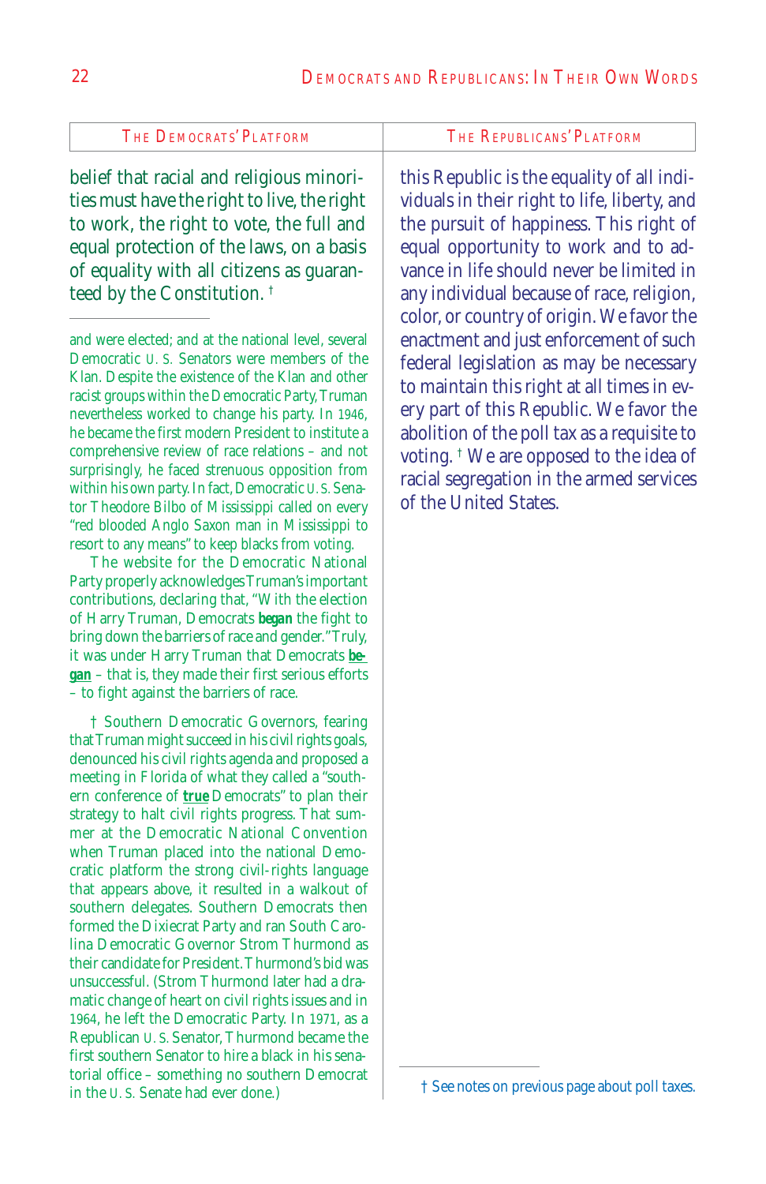| The Democrats' Platform | The Republicans' Platform |
|---|---|
| belief that racial and religious minorities must have the right to live, the right to work, the right to vote, the full and equal protection of the laws, on a basis of equality with all citizens as guaranteed by the Constitution. † | this Republic is the equality of all individuals in their right to life, liberty, and the pursuit of happiness. This right of equal opportunity to work and to advance in life should never be limited in any individual because of race, religion, color, or country of origin. We favor the enactment and just enforcement of such federal legislation as may be necessary to maintain this right at all times in every part of this Republic. We favor the abolition of the poll tax as a requisite to voting. † We are opposed to the idea of racial segregation in the armed services of the United States. |

---

and were elected; and at the national level, several Democratic U. S. Senators were members of the Klan. Despite the existence of the Klan and other racist groups within the Democratic Party, Truman nevertheless worked to change his party. In 1946, he became the first modern President to institute a comprehensive review of race relations – and not surprisingly, he faced strenuous opposition from within his own party. In fact, Democratic U. S. Senator Theodore Bilbo of Mississippi called on every "red blooded Anglo Saxon man in Mississippi to resort to any means" to keep blacks from voting.

The website for the Democratic National Party properly acknowledges Truman's important contributions, declaring that, "With the election of Harry Truman, Democrats ***began*** the fight to bring down the barriers of race and gender." Truly, it was under Harry Truman that Democrats ***began*** – that is, they made their first serious efforts – to fight against the barriers of race.

† Southern Democratic Governors, fearing that Truman might succeed in his civil rights goals, denounced his civil rights agenda and proposed a meeting in Florida of what they called a "southern conference of ***true*** Democrats" to plan their strategy to halt civil rights progress. That summer at the Democratic National Convention when Truman placed into the national Democratic platform the strong civil-rights language that appears above, it resulted in a walkout of southern delegates. Southern Democrats then formed the Dixiecrat Party and ran South Carolina Democratic Governor Strom Thurmond as their candidate for President. Thurmond's bid was unsuccessful. (Strom Thurmond later had a dramatic change of heart on civil rights issues and in 1964, he left the Democratic Party. In 1971, as a Republican U. S. Senator, Thurmond became the first southern Senator to hire a black in his senatorial office – something no southern Democrat in the U. S. Senate had ever done.)

---

† See notes on previous page about poll taxes.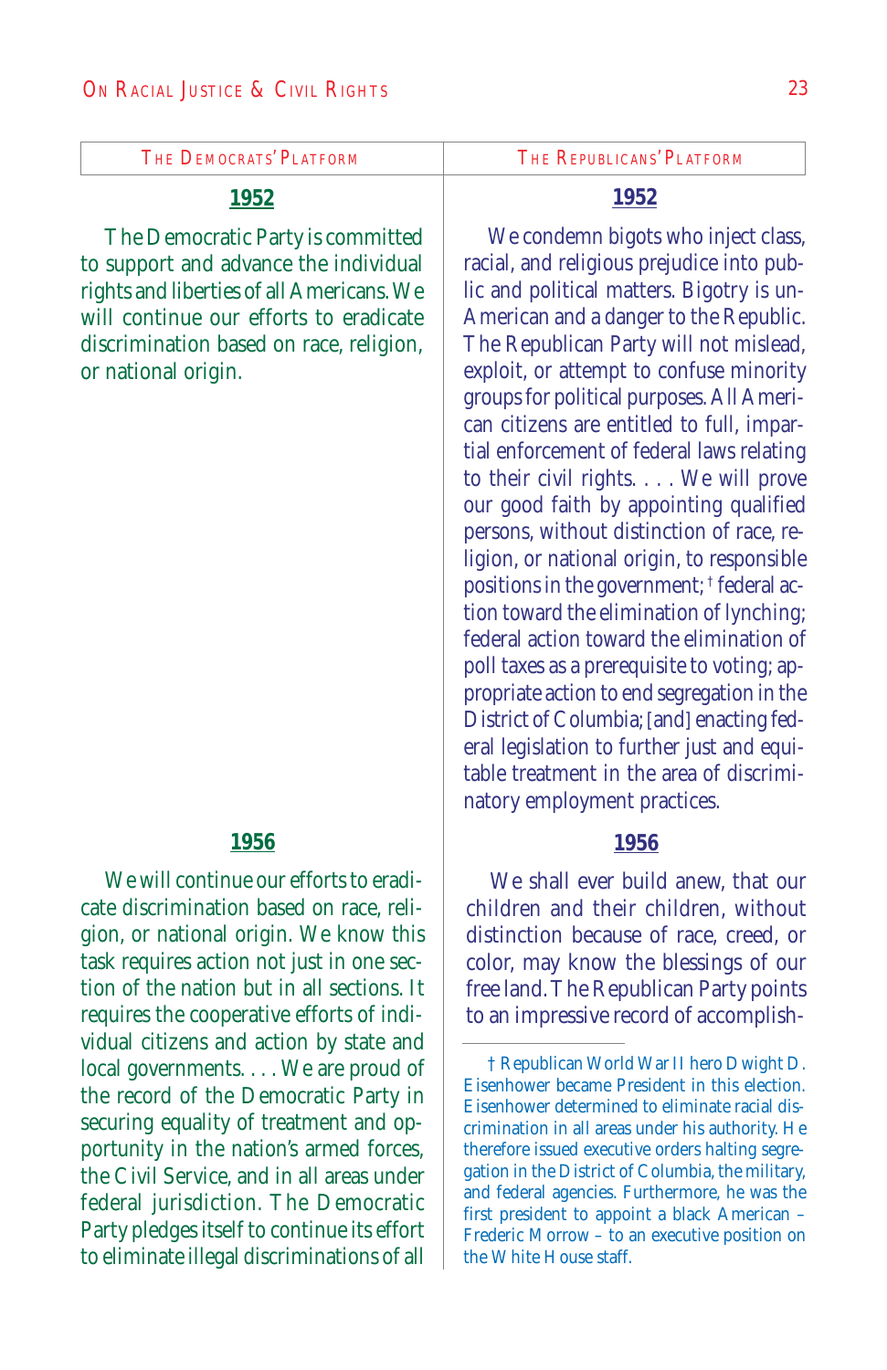| THE DEMOCRATS' PLATFORM | THE REPUBLICANS' PLATFORM |
| --- | --- |
| **1952** | **1952** |
| The Democratic Party is committed to support and advance the individual rights and liberties of all Americans. We will continue our efforts to eradicate discrimination based on race, religion, or national origin. | We condemn bigots who inject class, racial, and religious prejudice into public and political matters. Bigotry is un-American and a danger to the Republic. The Republican Party will not mislead, exploit, or attempt to confuse minority groups for political purposes. All American citizens are entitled to full, impartial enforcement of federal laws relating to their civil rights. . . . We will prove our good faith by appointing qualified persons, without distinction of race, religion, or national origin, to responsible positions in the government;† federal action toward the elimination of lynching; federal action toward the elimination of poll taxes as a prerequisite to voting; appropriate action to end segregation in the District of Columbia; [and] enacting federal legislation to further just and equitable treatment in the area of discriminatory employment practices. |
| **1956** | **1956** |
| We will continue our efforts to eradicate discrimination based on race, religion, or national origin. We know this task requires action not just in one section of the nation but in all sections. It requires the cooperative efforts of individual citizens and action by state and local governments. . . . We are proud of the record of the Democratic Party in securing equality of treatment and opportunity in the nation's armed forces, the Civil Service, and in all areas under federal jurisdiction. The Democratic Party pledges itself to continue its effort to eliminate illegal discriminations of all | We shall ever build anew, that our children and their children, without distinction because of race, creed, or color, may know the blessings of our free land. The Republican Party points to an impressive record of accomplish- |

† Republican World War II hero Dwight D. Eisenhower became President in this election. Eisenhower determined to eliminate racial discrimination in all areas under his authority. He therefore issued executive orders halting segregation in the District of Columbia, the military, and federal agencies. Furthermore, he was the first president to appoint a black American – Frederic Morrow – to an executive position on the White House staff.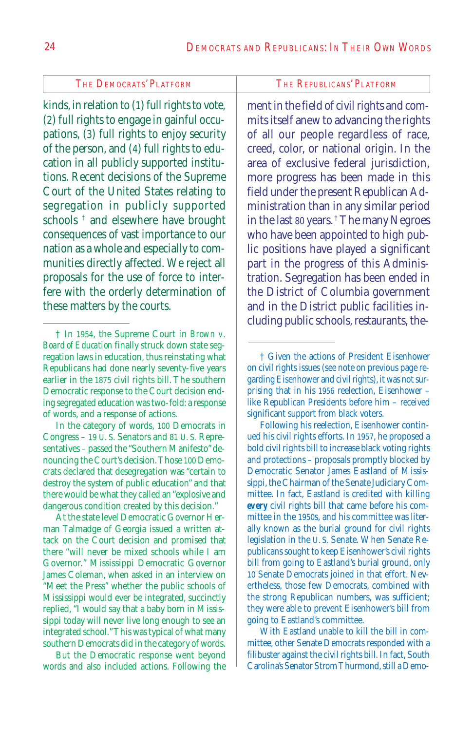| The Democrats' Platform | The Republicans' Platform |
| --- | --- |
| kinds, in relation to (1) full rights to vote, (2) full rights to engage in gainful occupations, (3) full rights to enjoy security of the person, and (4) full rights to education in all publicly supported institutions. Recent decisions of the Supreme Court of the United States relating to segregation in publicly supported schools † and elsewhere have brought consequences of vast importance to our nation as a whole and especially to communities directly affected. We reject all proposals for the use of force to interfere with the orderly determination of these matters by the courts. | ment in the field of civil rights and commits itself anew to advancing the rights of all our people regardless of race, creed, color, or national origin. In the area of exclusive federal jurisdiction, more progress has been made in this field under the present Republican Administration than in any similar period in the last 80 years. † The many Negroes who have been appointed to high public positions have played a significant part in the progress of this Administration. Segregation has been ended in the District of Columbia government and in the District public facilities including public schools, restaurants, the- |

† In 1954, the Supreme Court in *Brown v. Board of Education* finally struck down state segregation laws in education, thus reinstating what Republicans had done nearly seventy-five years earlier in the 1875 civil rights bill. The southern Democratic response to the Court decision ending segregated education was two-fold: a response of words, and a response of actions.

In the category of words, 100 Democrats in Congress – 19 U. S. Senators and 81 U. S. Representatives – passed the "Southern Manifesto" denouncing the Court's decision. Those 100 Democrats declared that desegregation was "certain to destroy the system of public education" and that there would be what they called an "explosive and dangerous condition created by this decision."

At the state level Democratic Governor Herman Talmadge of Georgia issued a written attack on the Court decision and promised that there "will never be mixed schools while I am Governor." Mississippi Democratic Governor James Coleman, when asked in an interview on "Meet the Press" whether the public schools of Mississippi would ever be integrated, succinctly replied, "I would say that a baby born in Mississippi today will never live long enough to see an integrated school." This was typical of what many southern Democrats did in the category of words.

But the Democratic response went beyond words and also included actions. Following the

† Given the actions of President Eisenhower on civil rights issues (see note on previous page regarding Eisenhower and civil rights), it was not surprising that in his 1956 reelection, Eisenhower – like Republican Presidents before him – received significant support from black voters.

Following his reelection, Eisenhower continued his civil rights efforts. In 1957, he proposed a bold civil rights bill to increase black voting rights and protections – proposals promptly blocked by Democratic Senator James Eastland of Mississippi, the Chairman of the Senate Judiciary Committee. In fact, Eastland is credited with killing ***every*** civil rights bill that came before his committee in the 1950s, and his committee was literally known as the burial ground for civil rights legislation in the U. S. Senate. When Senate Republicans sought to keep Eisenhower's civil rights bill from going to Eastland's burial ground, only 10 Senate Democrats joined in that effort. Nevertheless, those few Democrats, combined with the strong Republican numbers, was sufficient; they were able to prevent Eisenhower's bill from going to Eastland's committee.

With Eastland unable to kill the bill in committee, other Senate Democrats responded with a filibuster against the civil rights bill. In fact, South Carolina's Senator Strom Thurmond, still a Demo-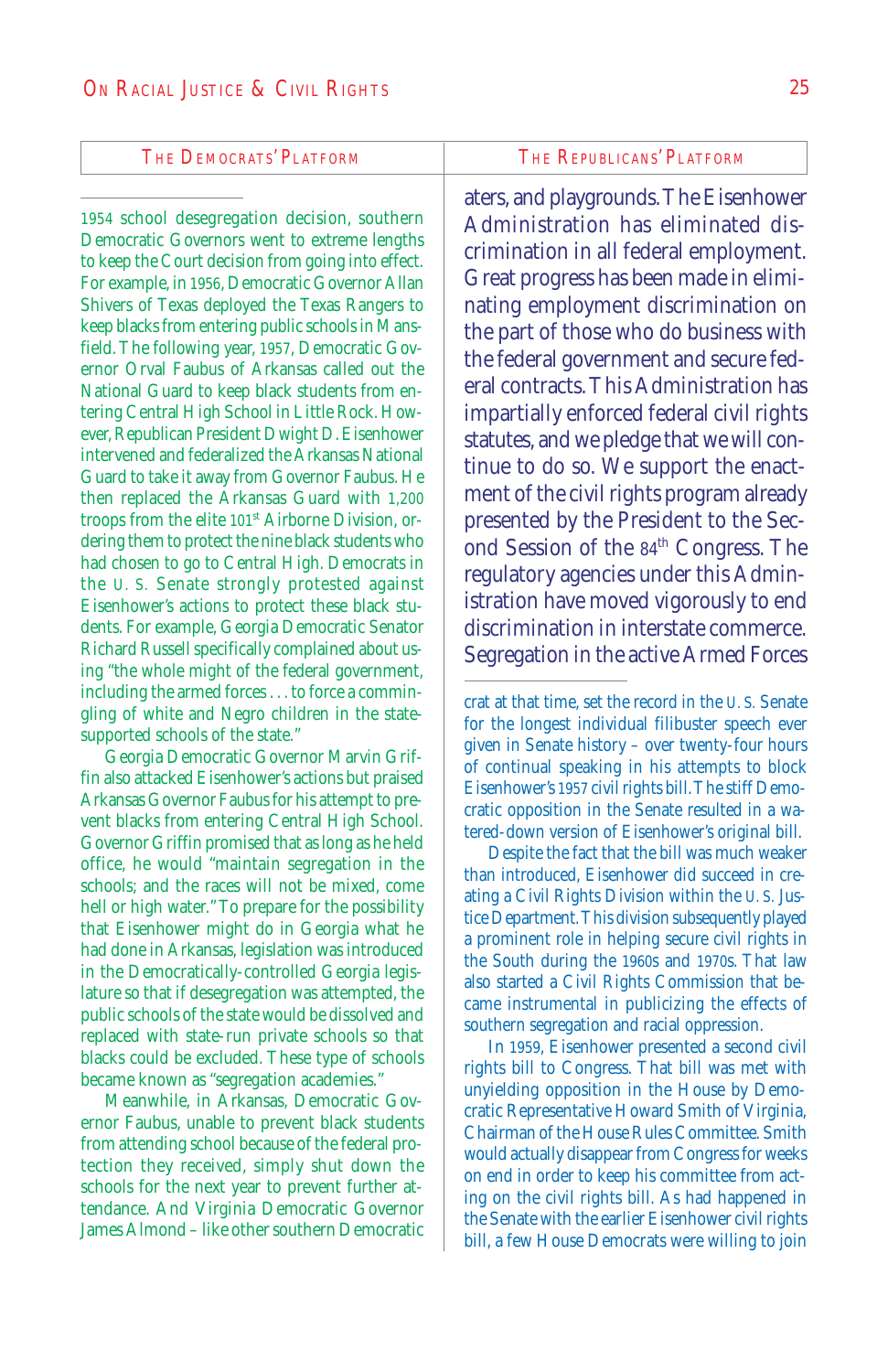| THE DEMOCRATS' PLATFORM | THE REPUBLICANS' PLATFORM |
| --- | --- |
| | aters, and playgrounds. The Eisenhower Administration has eliminated discrimination in all federal employment. Great progress has been made in eliminating employment discrimination on the part of those who do business with the federal government and secure federal contracts. This Administration has impartially enforced federal civil rights statutes, and we pledge that we will continue to do so. We support the enactment of the civil rights program already presented by the President to the Second Session of the 84th Congress. The regulatory agencies under this Administration have moved vigorously to end discrimination in interstate commerce. Segregation in the active Armed Forces |

---

1954 school desegregation decision, southern Democratic Governors went to extreme lengths to keep the Court decision from going into effect. For example, in 1956, Democratic Governor Allan Shivers of Texas deployed the Texas Rangers to keep blacks from entering public schools in Mansfield. The following year, 1957, Democratic Governor Orval Faubus of Arkansas called out the National Guard to keep black students from entering Central High School in Little Rock. However, Republican President Dwight D. Eisenhower intervened and federalized the Arkansas National Guard to take it away from Governor Faubus. He then replaced the Arkansas Guard with 1,200 troops from the elite 101st Airborne Division, ordering them to protect the nine black students who had chosen to go to Central High. Democrats in the U. S. Senate strongly protested against Eisenhower's actions to protect these black students. For example, Georgia Democratic Senator Richard Russell specifically complained about using "the whole might of the federal government, including the armed forces . . . to force a commingling of white and Negro children in the state-supported schools of the state."

Georgia Democratic Governor Marvin Griffin also attacked Eisenhower's actions but praised Arkansas Governor Faubus for his attempt to prevent blacks from entering Central High School. Governor Griffin promised that as long as he held office, he would "maintain segregation in the schools; and the races will not be mixed, come hell or high water." To prepare for the possibility that Eisenhower might do in Georgia what he had done in Arkansas, legislation was introduced in the Democratically-controlled Georgia legislature so that if desegregation was attempted, the public schools of the state would be dissolved and replaced with state-run private schools so that blacks could be excluded. These type of schools became known as "segregation academies."

Meanwhile, in Arkansas, Democratic Governor Faubus, unable to prevent black students from attending school because of the federal protection they received, simply shut down the schools for the next year to prevent further attendance. And Virginia Democratic Governor James Almond – like other southern Democratic

crat at that time, set the record in the U. S. Senate for the longest individual filibuster speech ever given in Senate history – over twenty-four hours of continual speaking in his attempts to block Eisenhower's 1957 civil rights bill. The stiff Democratic opposition in the Senate resulted in a watered-down version of Eisenhower's original bill.

Despite the fact that the bill was much weaker than introduced, Eisenhower did succeed in creating a Civil Rights Division within the U. S. Justice Department. This division subsequently played a prominent role in helping secure civil rights in the South during the 1960s and 1970s. That law also started a Civil Rights Commission that became instrumental in publicizing the effects of southern segregation and racial oppression.

In 1959, Eisenhower presented a second civil rights bill to Congress. That bill was met with unyielding opposition in the House by Democratic Representative Howard Smith of Virginia, Chairman of the House Rules Committee. Smith would actually disappear from Congress for weeks on end in order to keep his committee from acting on the civil rights bill. As had happened in the Senate with the earlier Eisenhower civil rights bill, a few House Democrats were willing to join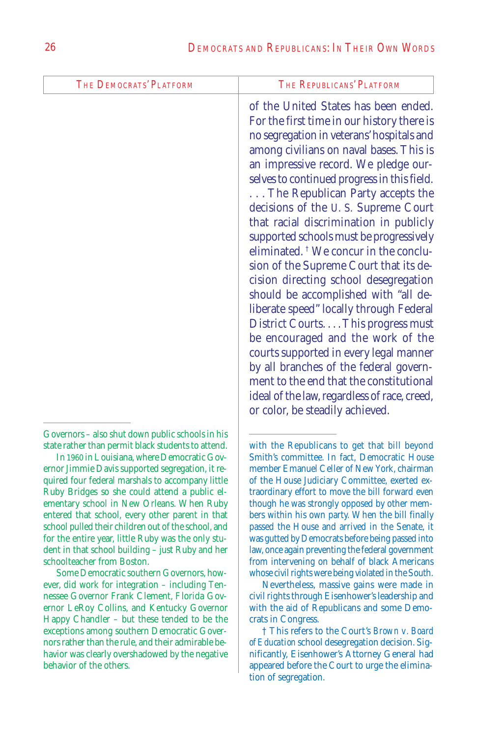| The Democrats' Platform | The Republicans' Platform |
| --- | --- |
| | of the United States has been ended. For the first time in our history there is no segregation in veterans' hospitals and among civilians on naval bases. This is an impressive record. We pledge ourselves to continued progress in this field. . . . The Republican Party accepts the decisions of the U. S. Supreme Court that racial discrimination in publicly supported schools must be progressively eliminated. † We concur in the conclusion of the Supreme Court that its decision directing school desegregation should be accomplished with "all deliberate speed" locally through Federal District Courts. . . . This progress must be encouraged and the work of the courts supported in every legal manner by all branches of the federal government to the end that the constitutional ideal of the law, regardless of race, creed, or color, be steadily achieved. |

Governors – also shut down public schools in his state rather than permit black students to attend.

In 1960 in Louisiana, where Democratic Governor Jimmie Davis supported segregation, it required four federal marshals to accompany little Ruby Bridges so she could attend a public elementary school in New Orleans. When Ruby entered that school, every other parent in that school pulled their children out of the school, and for the entire year, little Ruby was the only student in that school building – just Ruby and her schoolteacher from Boston.

Some Democratic southern Governors, however, did work for integration – including Tennessee Governor Frank Clement, Florida Governor LeRoy Collins, and Kentucky Governor Happy Chandler – but these tended to be the exceptions among southern Democratic Governors rather than the rule, and their admirable behavior was clearly overshadowed by the negative behavior of the others.

with the Republicans to get that bill beyond Smith's committee. In fact, Democratic House member Emanuel Celler of New York, chairman of the House Judiciary Committee, exerted extraordinary effort to move the bill forward even though he was strongly opposed by other members within his own party. When the bill finally passed the House and arrived in the Senate, it was gutted by Democrats before being passed into law, once again preventing the federal government from intervening on behalf of black Americans whose civil rights were being violated in the South.

Nevertheless, massive gains were made in civil rights through Eisenhower's leadership and with the aid of Republicans and some Democrats in Congress.

† This refers to the Court's *Brown v. Board of Education* school desegregation decision. Significantly, Eisenhower's Attorney General had appeared before the Court to urge the elimination of segregation.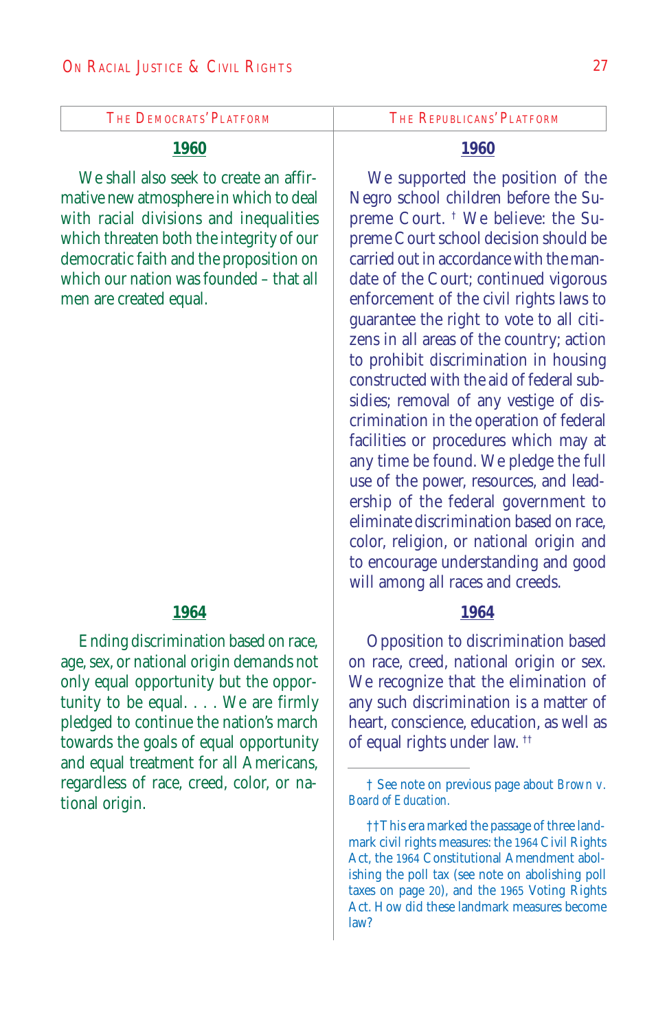| The Democrats' Platform | The Republicans' Platform |
| --- | --- |
| **1960** | **1960** |
| We shall also seek to create an affirmative new atmosphere in which to deal with racial divisions and inequalities which threaten both the integrity of our democratic faith and the proposition on which our nation was founded – that all men are created equal. | We supported the position of the Negro school children before the Supreme Court. † We believe: the Supreme Court school decision should be carried out in accordance with the mandate of the Court; continued vigorous enforcement of the civil rights laws to guarantee the right to vote to all citizens in all areas of the country; action to prohibit discrimination in housing constructed with the aid of federal subsidies; removal of any vestige of discrimination in the operation of federal facilities or procedures which may at any time be found. We pledge the full use of the power, resources, and leadership of the federal government to eliminate discrimination based on race, color, religion, or national origin and to encourage understanding and good will among all races and creeds. |
| **1964** | **1964** |
| Ending discrimination based on race, age, sex, or national origin demands not only equal opportunity but the opportunity to be equal. . . . We are firmly pledged to continue the nation's march towards the goals of equal opportunity and equal treatment for all Americans, regardless of race, creed, color, or national origin. | Opposition to discrimination based on race, creed, national origin or sex. We recognize that the elimination of any such discrimination is a matter of heart, conscience, education, as well as of equal rights under law. †† |

† See note on previous page about *Brown v. Board of Education.*

†† This era marked the passage of three landmark civil rights measures: the 1964 Civil Rights Act, the 1964 Constitutional Amendment abolishing the poll tax (see note on abolishing poll taxes on page 20), and the 1965 Voting Rights Act. How did these landmark measures become law?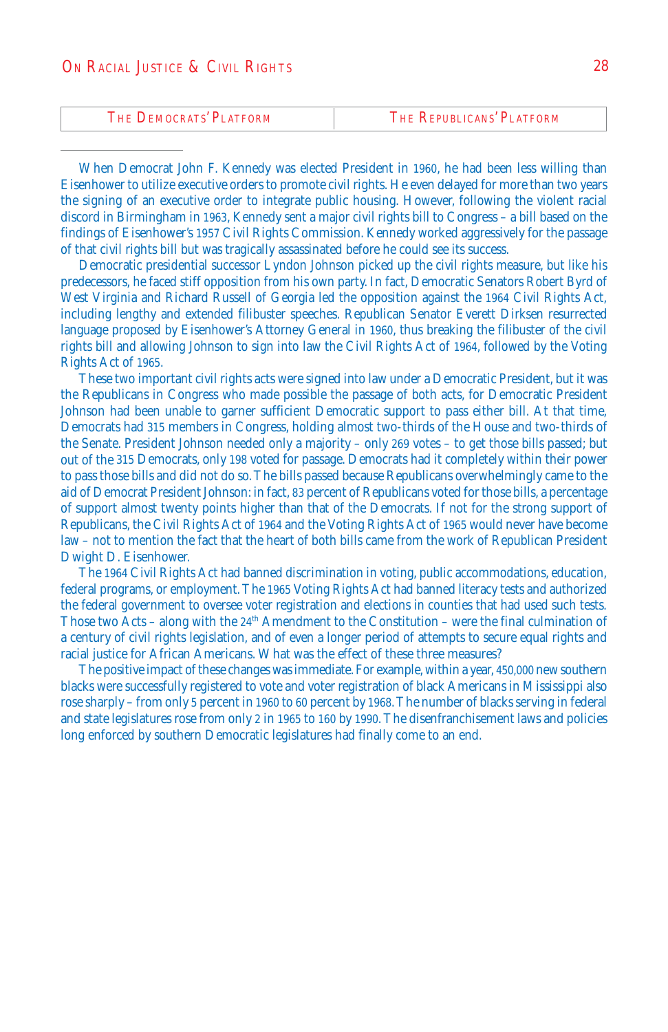| The Democrats' Platform | The Republicans' Platform |
|---|---|

When Democrat John F. Kennedy was elected President in 1960, he had been less willing than Eisenhower to utilize executive orders to promote civil rights. He even delayed for more than two years the signing of an executive order to integrate public housing. However, following the violent racial discord in Birmingham in 1963, Kennedy sent a major civil rights bill to Congress – a bill based on the findings of Eisenhower's 1957 Civil Rights Commission. Kennedy worked aggressively for the passage of that civil rights bill but was tragically assassinated before he could see its success.

Democratic presidential successor Lyndon Johnson picked up the civil rights measure, but like his predecessors, he faced stiff opposition from his own party. In fact, Democratic Senators Robert Byrd of West Virginia and Richard Russell of Georgia led the opposition against the 1964 Civil Rights Act, including lengthy and extended filibuster speeches. Republican Senator Everett Dirksen resurrected language proposed by Eisenhower's Attorney General in 1960, thus breaking the filibuster of the civil rights bill and allowing Johnson to sign into law the Civil Rights Act of 1964, followed by the Voting Rights Act of 1965.

These two important civil rights acts were signed into law under a Democratic President, but it was the Republicans in Congress who made possible the passage of both acts, for Democratic President Johnson had been unable to garner sufficient Democratic support to pass either bill. At that time, Democrats had 315 members in Congress, holding almost two-thirds of the House and two-thirds of the Senate. President Johnson needed only a majority – only 269 votes – to get those bills passed; but out of the 315 Democrats, only 198 voted for passage. Democrats had it completely within their power to pass those bills and did not do so. The bills passed because Republicans overwhelmingly came to the aid of Democrat President Johnson: in fact, 83 percent of Republicans voted for those bills, a percentage of support almost twenty points higher than that of the Democrats. If not for the strong support of Republicans, the Civil Rights Act of 1964 and the Voting Rights Act of 1965 would never have become law – not to mention the fact that the heart of both bills came from the work of Republican President Dwight D. Eisenhower.

The 1964 Civil Rights Act had banned discrimination in voting, public accommodations, education, federal programs, or employment. The 1965 Voting Rights Act had banned literacy tests and authorized the federal government to oversee voter registration and elections in counties that had used such tests. Those two Acts – along with the 24th Amendment to the Constitution – were the final culmination of a century of civil rights legislation, and of even a longer period of attempts to secure equal rights and racial justice for African Americans. What was the effect of these three measures?

The positive impact of these changes was immediate. For example, within a year, 450,000 new southern blacks were successfully registered to vote and voter registration of black Americans in Mississippi also rose sharply – from only 5 percent in 1960 to 60 percent by 1968. The number of blacks serving in federal and state legislatures rose from only 2 in 1965 to 160 by 1990. The disenfranchisement laws and policies long enforced by southern Democratic legislatures had finally come to an end.